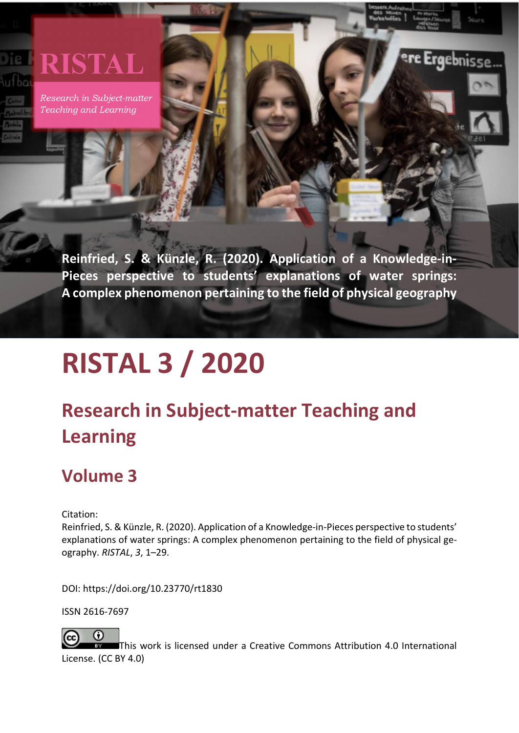RISTAL

*Research in Subject-matter Teaching and Learning*

**Reinfried, S. & Künzle, R. (2020). Application of a Knowledge-in-Pieces perspective to students' explanations of water springs: A complex phenomenon pertaining to the field of physical geography**

# RISTAL 3 / 2020

## Research in Subject-matter Teaching and Learning

## Volume 3

Citation:
Reinfried, S. & Künzle, R. (2020). Application of a Knowledge-in-Pieces perspective to students' explanations of water springs: A complex phenomenon pertaining to the field of physical geography. *RISTAL*, *3*, 1–29.

DOI: https://doi.org/10.23770/rt1830

ISSN 2616-7697

This work is licensed under a Creative Commons Attribution 4.0 International License. (CC BY 4.0)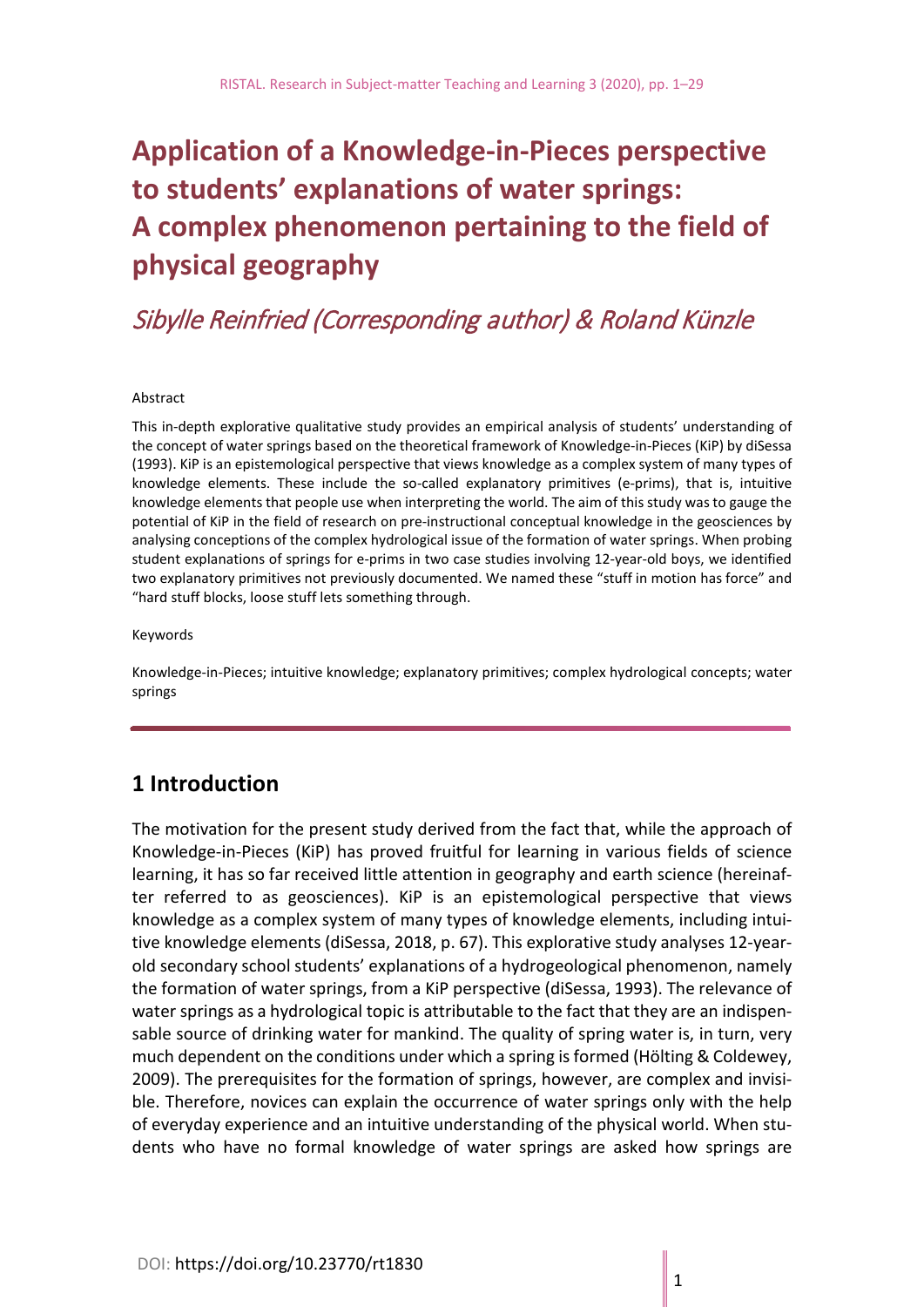# Application of a Knowledge-in-Pieces perspective to students' explanations of water springs: A complex phenomenon pertaining to the field of physical geography

*Sibylle Reinfried (Corresponding author) & Roland Künzle*

Abstract

This in-depth explorative qualitative study provides an empirical analysis of students' understanding of the concept of water springs based on the theoretical framework of Knowledge-in-Pieces (KiP) by diSessa (1993). KiP is an epistemological perspective that views knowledge as a complex system of many types of knowledge elements. These include the so-called explanatory primitives (e-prims), that is, intuitive knowledge elements that people use when interpreting the world. The aim of this study was to gauge the potential of KiP in the field of research on pre-instructional conceptual knowledge in the geosciences by analysing conceptions of the complex hydrological issue of the formation of water springs. When probing student explanations of springs for e-prims in two case studies involving 12-year-old boys, we identified two explanatory primitives not previously documented. We named these "stuff in motion has force" and "hard stuff blocks, loose stuff lets something through.

Keywords

Knowledge-in-Pieces; intuitive knowledge; explanatory primitives; complex hydrological concepts; water springs

## 1 Introduction

The motivation for the present study derived from the fact that, while the approach of Knowledge-in-Pieces (KiP) has proved fruitful for learning in various fields of science learning, it has so far received little attention in geography and earth science (hereinafter referred to as geosciences). KiP is an epistemological perspective that views knowledge as a complex system of many types of knowledge elements, including intuitive knowledge elements (diSessa, 2018, p. 67). This explorative study analyses 12-year-old secondary school students' explanations of a hydrogeological phenomenon, namely the formation of water springs, from a KiP perspective (diSessa, 1993). The relevance of water springs as a hydrological topic is attributable to the fact that they are an indispensable source of drinking water for mankind. The quality of spring water is, in turn, very much dependent on the conditions under which a spring is formed (Hölting & Coldewey, 2009). The prerequisites for the formation of springs, however, are complex and invisible. Therefore, novices can explain the occurrence of water springs only with the help of everyday experience and an intuitive understanding of the physical world. When students who have no formal knowledge of water springs are asked how springs are

DOI: https://doi.org/10.23770/rt1830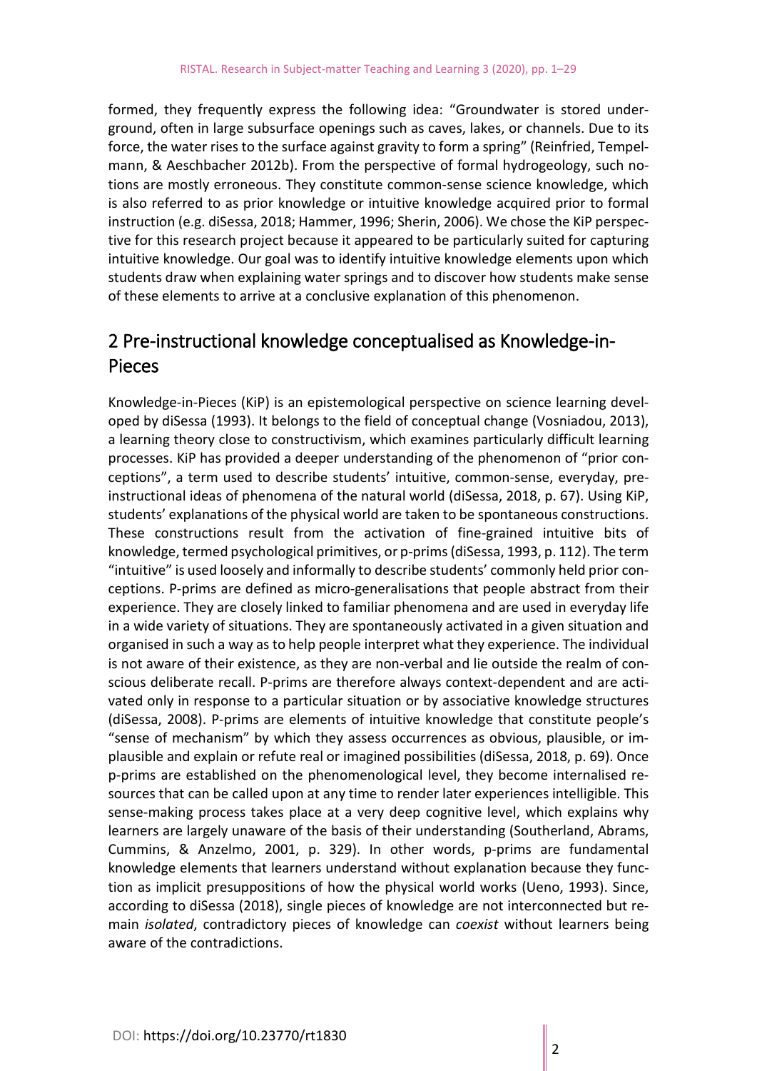formed, they frequently express the following idea: "Groundwater is stored underground, often in large subsurface openings such as caves, lakes, or channels. Due to its force, the water rises to the surface against gravity to form a spring" (Reinfried, Tempelmann, & Aeschbacher 2012b). From the perspective of formal hydrogeology, such notions are mostly erroneous. They constitute common-sense science knowledge, which is also referred to as prior knowledge or intuitive knowledge acquired prior to formal instruction (e.g. diSessa, 2018; Hammer, 1996; Sherin, 2006). We chose the KiP perspective for this research project because it appeared to be particularly suited for capturing intuitive knowledge. Our goal was to identify intuitive knowledge elements upon which students draw when explaining water springs and to discover how students make sense of these elements to arrive at a conclusive explanation of this phenomenon.

## 2 Pre-instructional knowledge conceptualised as Knowledge-in-Pieces

Knowledge-in-Pieces (KiP) is an epistemological perspective on science learning developed by diSessa (1993). It belongs to the field of conceptual change (Vosniadou, 2013), a learning theory close to constructivism, which examines particularly difficult learning processes. KiP has provided a deeper understanding of the phenomenon of "prior conceptions", a term used to describe students' intuitive, common-sense, everyday, pre-instructional ideas of phenomena of the natural world (diSessa, 2018, p. 67). Using KiP, students' explanations of the physical world are taken to be spontaneous constructions. These constructions result from the activation of fine-grained intuitive bits of knowledge, termed psychological primitives, or p-prims (diSessa, 1993, p. 112). The term "intuitive" is used loosely and informally to describe students' commonly held prior conceptions. P-prims are defined as micro-generalisations that people abstract from their experience. They are closely linked to familiar phenomena and are used in everyday life in a wide variety of situations. They are spontaneously activated in a given situation and organised in such a way as to help people interpret what they experience. The individual is not aware of their existence, as they are non-verbal and lie outside the realm of conscious deliberate recall. P-prims are therefore always context-dependent and are activated only in response to a particular situation or by associative knowledge structures (diSessa, 2008). P-prims are elements of intuitive knowledge that constitute people's "sense of mechanism" by which they assess occurrences as obvious, plausible, or implausible and explain or refute real or imagined possibilities (diSessa, 2018, p. 69). Once p-prims are established on the phenomenological level, they become internalised resources that can be called upon at any time to render later experiences intelligible. This sense-making process takes place at a very deep cognitive level, which explains why learners are largely unaware of the basis of their understanding (Southerland, Abrams, Cummins, & Anzelmo, 2001, p. 329). In other words, p-prims are fundamental knowledge elements that learners understand without explanation because they function as implicit presuppositions of how the physical world works (Ueno, 1993). Since, according to diSessa (2018), single pieces of knowledge are not interconnected but remain *isolated*, contradictory pieces of knowledge can *coexist* without learners being aware of the contradictions.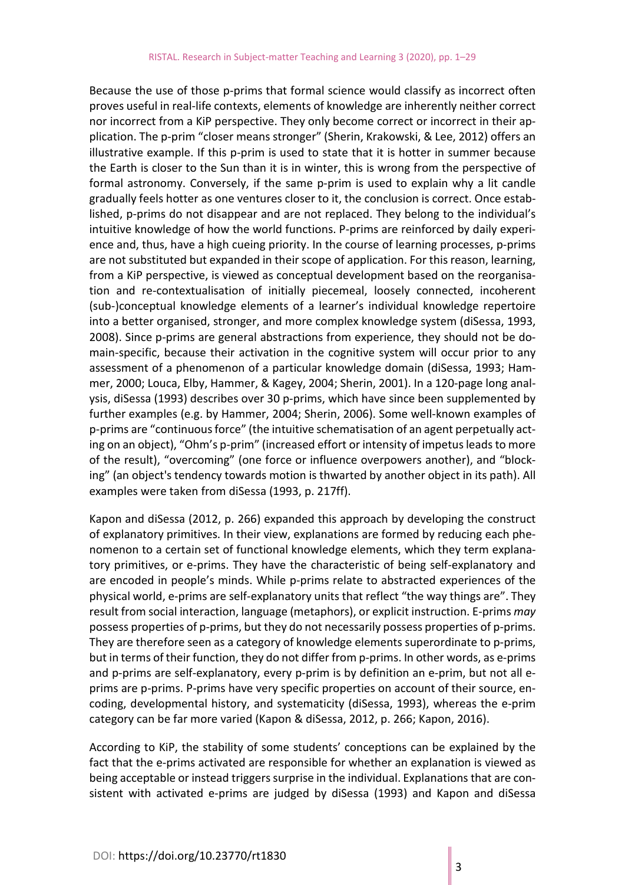Because the use of those p-prims that formal science would classify as incorrect often proves useful in real-life contexts, elements of knowledge are inherently neither correct nor incorrect from a KiP perspective. They only become correct or incorrect in their application. The p-prim "closer means stronger" (Sherin, Krakowski, & Lee, 2012) offers an illustrative example. If this p-prim is used to state that it is hotter in summer because the Earth is closer to the Sun than it is in winter, this is wrong from the perspective of formal astronomy. Conversely, if the same p-prim is used to explain why a lit candle gradually feels hotter as one ventures closer to it, the conclusion is correct. Once established, p-prims do not disappear and are not replaced. They belong to the individual's intuitive knowledge of how the world functions. P-prims are reinforced by daily experience and, thus, have a high cueing priority. In the course of learning processes, p-prims are not substituted but expanded in their scope of application. For this reason, learning, from a KiP perspective, is viewed as conceptual development based on the reorganisation and re-contextualisation of initially piecemeal, loosely connected, incoherent (sub-)conceptual knowledge elements of a learner's individual knowledge repertoire into a better organised, stronger, and more complex knowledge system (diSessa, 1993, 2008). Since p-prims are general abstractions from experience, they should not be domain-specific, because their activation in the cognitive system will occur prior to any assessment of a phenomenon of a particular knowledge domain (diSessa, 1993; Hammer, 2000; Louca, Elby, Hammer, & Kagey, 2004; Sherin, 2001). In a 120-page long analysis, diSessa (1993) describes over 30 p-prims, which have since been supplemented by further examples (e.g. by Hammer, 2004; Sherin, 2006). Some well-known examples of p-prims are "continuous force" (the intuitive schematisation of an agent perpetually acting on an object), "Ohm's p-prim" (increased effort or intensity of impetus leads to more of the result), "overcoming" (one force or influence overpowers another), and "blocking" (an object's tendency towards motion is thwarted by another object in its path). All examples were taken from diSessa (1993, p. 217ff).

Kapon and diSessa (2012, p. 266) expanded this approach by developing the construct of explanatory primitives. In their view, explanations are formed by reducing each phenomenon to a certain set of functional knowledge elements, which they term explanatory primitives, or e-prims. They have the characteristic of being self-explanatory and are encoded in people's minds. While p-prims relate to abstracted experiences of the physical world, e-prims are self-explanatory units that reflect "the way things are". They result from social interaction, language (metaphors), or explicit instruction. E-prims *may* possess properties of p-prims, but they do not necessarily possess properties of p-prims. They are therefore seen as a category of knowledge elements superordinate to p-prims, but in terms of their function, they do not differ from p-prims. In other words, as e-prims and p-prims are self-explanatory, every p-prim is by definition an e-prim, but not all e-prims are p-prims. P-prims have very specific properties on account of their source, encoding, developmental history, and systematicity (diSessa, 1993), whereas the e-prim category can be far more varied (Kapon & diSessa, 2012, p. 266; Kapon, 2016).

According to KiP, the stability of some students' conceptions can be explained by the fact that the e-prims activated are responsible for whether an explanation is viewed as being acceptable or instead triggers surprise in the individual. Explanations that are consistent with activated e-prims are judged by diSessa (1993) and Kapon and diSessa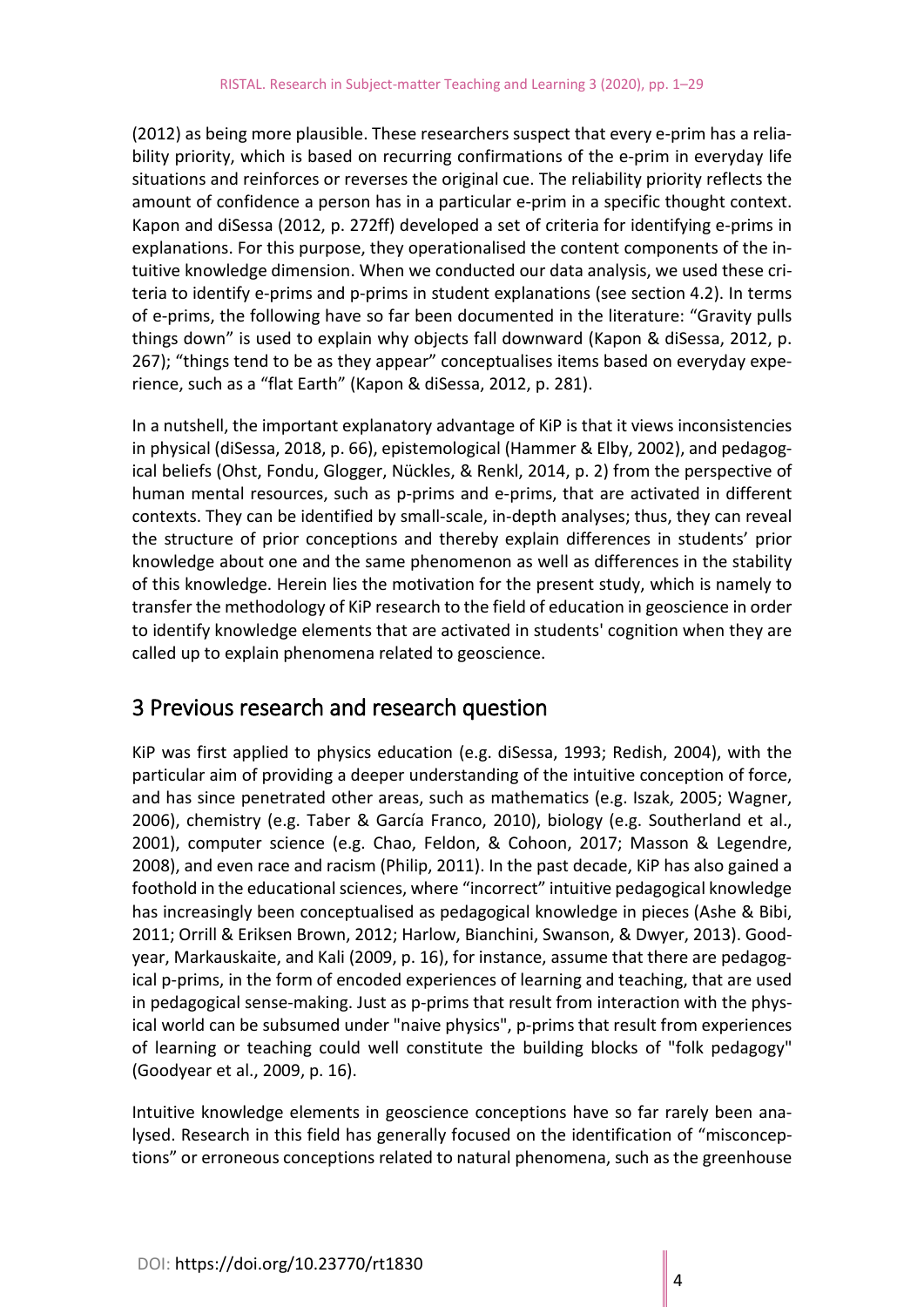(2012) as being more plausible. These researchers suspect that every e-prim has a reliability priority, which is based on recurring confirmations of the e-prim in everyday life situations and reinforces or reverses the original cue. The reliability priority reflects the amount of confidence a person has in a particular e-prim in a specific thought context. Kapon and diSessa (2012, p. 272ff) developed a set of criteria for identifying e-prims in explanations. For this purpose, they operationalised the content components of the intuitive knowledge dimension. When we conducted our data analysis, we used these criteria to identify e-prims and p-prims in student explanations (see section 4.2). In terms of e-prims, the following have so far been documented in the literature: "Gravity pulls things down" is used to explain why objects fall downward (Kapon & diSessa, 2012, p. 267); "things tend to be as they appear" conceptualises items based on everyday experience, such as a "flat Earth" (Kapon & diSessa, 2012, p. 281).

In a nutshell, the important explanatory advantage of KiP is that it views inconsistencies in physical (diSessa, 2018, p. 66), epistemological (Hammer & Elby, 2002), and pedagogical beliefs (Ohst, Fondu, Glogger, Nückles, & Renkl, 2014, p. 2) from the perspective of human mental resources, such as p-prims and e-prims, that are activated in different contexts. They can be identified by small-scale, in-depth analyses; thus, they can reveal the structure of prior conceptions and thereby explain differences in students' prior knowledge about one and the same phenomenon as well as differences in the stability of this knowledge. Herein lies the motivation for the present study, which is namely to transfer the methodology of KiP research to the field of education in geoscience in order to identify knowledge elements that are activated in students' cognition when they are called up to explain phenomena related to geoscience.

# 3 Previous research and research question

KiP was first applied to physics education (e.g. diSessa, 1993; Redish, 2004), with the particular aim of providing a deeper understanding of the intuitive conception of force, and has since penetrated other areas, such as mathematics (e.g. Iszak, 2005; Wagner, 2006), chemistry (e.g. Taber & García Franco, 2010), biology (e.g. Southerland et al., 2001), computer science (e.g. Chao, Feldon, & Cohoon, 2017; Masson & Legendre, 2008), and even race and racism (Philip, 2011). In the past decade, KiP has also gained a foothold in the educational sciences, where "incorrect" intuitive pedagogical knowledge has increasingly been conceptualised as pedagogical knowledge in pieces (Ashe & Bibi, 2011; Orrill & Eriksen Brown, 2012; Harlow, Bianchini, Swanson, & Dwyer, 2013). Goodyear, Markauskaite, and Kali (2009, p. 16), for instance, assume that there are pedagogical p-prims, in the form of encoded experiences of learning and teaching, that are used in pedagogical sense-making. Just as p-prims that result from interaction with the physical world can be subsumed under "naive physics", p-prims that result from experiences of learning or teaching could well constitute the building blocks of "folk pedagogy" (Goodyear et al., 2009, p. 16).

Intuitive knowledge elements in geoscience conceptions have so far rarely been analysed. Research in this field has generally focused on the identification of "misconceptions" or erroneous conceptions related to natural phenomena, such as the greenhouse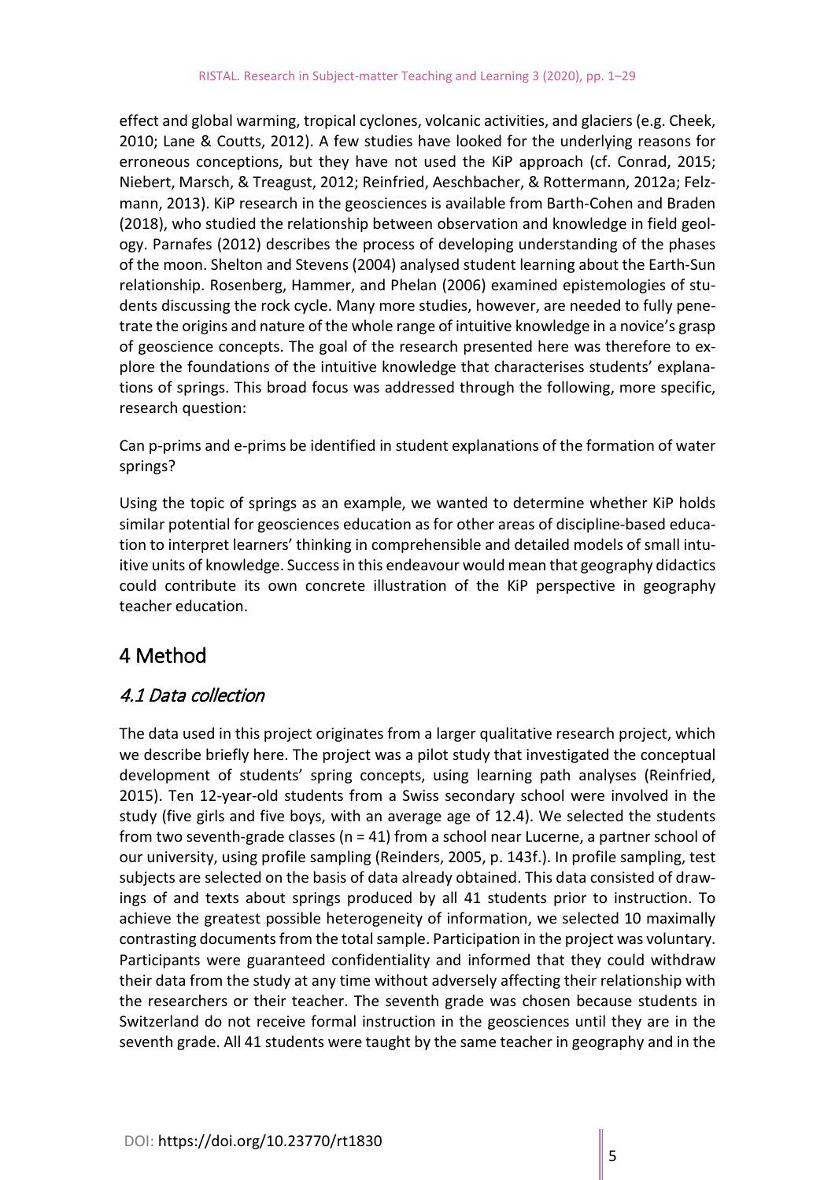effect and global warming, tropical cyclones, volcanic activities, and glaciers (e.g. Cheek, 2010; Lane & Coutts, 2012). A few studies have looked for the underlying reasons for erroneous conceptions, but they have not used the KiP approach (cf. Conrad, 2015; Niebert, Marsch, & Treagust, 2012; Reinfried, Aeschbacher, & Rottermann, 2012a; Felzmann, 2013). KiP research in the geosciences is available from Barth-Cohen and Braden (2018), who studied the relationship between observation and knowledge in field geology. Parnafes (2012) describes the process of developing understanding of the phases of the moon. Shelton and Stevens (2004) analysed student learning about the Earth-Sun relationship. Rosenberg, Hammer, and Phelan (2006) examined epistemologies of students discussing the rock cycle. Many more studies, however, are needed to fully penetrate the origins and nature of the whole range of intuitive knowledge in a novice's grasp of geoscience concepts. The goal of the research presented here was therefore to explore the foundations of the intuitive knowledge that characterises students' explanations of springs. This broad focus was addressed through the following, more specific, research question:

Can p-prims and e-prims be identified in student explanations of the formation of water springs?

Using the topic of springs as an example, we wanted to determine whether KiP holds similar potential for geosciences education as for other areas of discipline-based education to interpret learners' thinking in comprehensible and detailed models of small intuitive units of knowledge. Success in this endeavour would mean that geography didactics could contribute its own concrete illustration of the KiP perspective in geography teacher education.

## 4 Method

### 4.1 Data collection

The data used in this project originates from a larger qualitative research project, which we describe briefly here. The project was a pilot study that investigated the conceptual development of students' spring concepts, using learning path analyses (Reinfried, 2015). Ten 12-year-old students from a Swiss secondary school were involved in the study (five girls and five boys, with an average age of 12.4). We selected the students from two seventh-grade classes (n = 41) from a school near Lucerne, a partner school of our university, using profile sampling (Reinders, 2005, p. 143f.). In profile sampling, test subjects are selected on the basis of data already obtained. This data consisted of drawings of and texts about springs produced by all 41 students prior to instruction. To achieve the greatest possible heterogeneity of information, we selected 10 maximally contrasting documents from the total sample. Participation in the project was voluntary. Participants were guaranteed confidentiality and informed that they could withdraw their data from the study at any time without adversely affecting their relationship with the researchers or their teacher. The seventh grade was chosen because students in Switzerland do not receive formal instruction in the geosciences until they are in the seventh grade. All 41 students were taught by the same teacher in geography and in the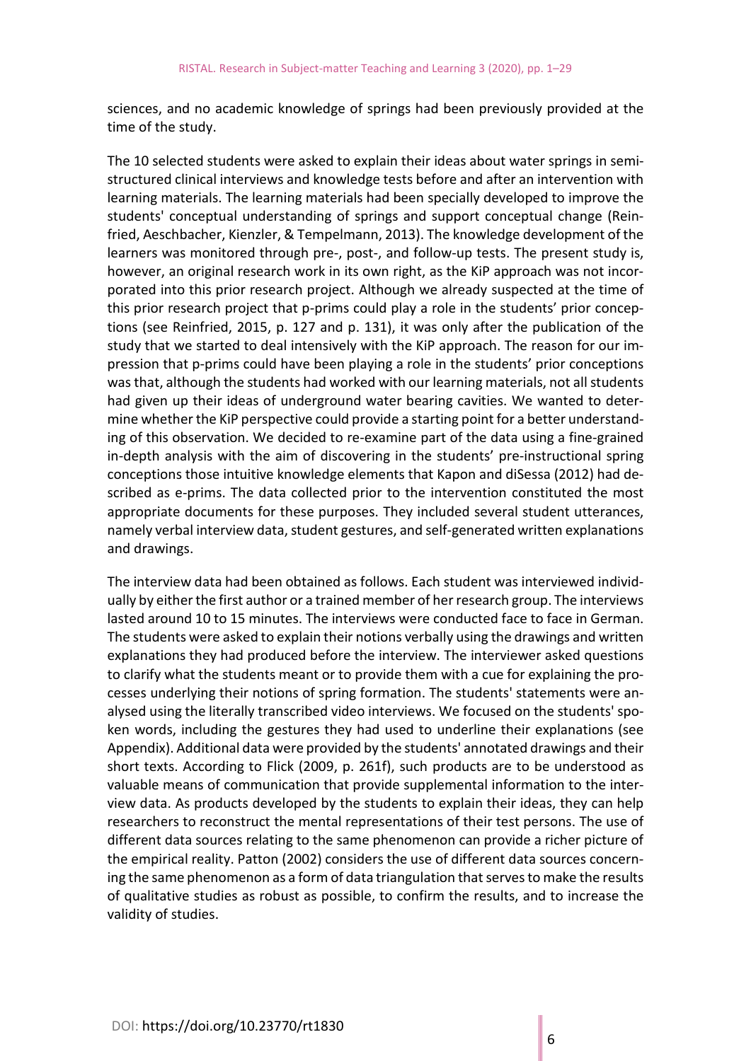sciences, and no academic knowledge of springs had been previously provided at the time of the study.

The 10 selected students were asked to explain their ideas about water springs in semi-structured clinical interviews and knowledge tests before and after an intervention with learning materials. The learning materials had been specially developed to improve the students' conceptual understanding of springs and support conceptual change (Reinfried, Aeschbacher, Kienzler, & Tempelmann, 2013). The knowledge development of the learners was monitored through pre-, post-, and follow-up tests. The present study is, however, an original research work in its own right, as the KiP approach was not incorporated into this prior research project. Although we already suspected at the time of this prior research project that p-prims could play a role in the students' prior conceptions (see Reinfried, 2015, p. 127 and p. 131), it was only after the publication of the study that we started to deal intensively with the KiP approach. The reason for our impression that p-prims could have been playing a role in the students' prior conceptions was that, although the students had worked with our learning materials, not all students had given up their ideas of underground water bearing cavities. We wanted to determine whether the KiP perspective could provide a starting point for a better understanding of this observation. We decided to re-examine part of the data using a fine-grained in-depth analysis with the aim of discovering in the students' pre-instructional spring conceptions those intuitive knowledge elements that Kapon and diSessa (2012) had described as e-prims. The data collected prior to the intervention constituted the most appropriate documents for these purposes. They included several student utterances, namely verbal interview data, student gestures, and self-generated written explanations and drawings.

The interview data had been obtained as follows. Each student was interviewed individually by either the first author or a trained member of her research group. The interviews lasted around 10 to 15 minutes. The interviews were conducted face to face in German. The students were asked to explain their notions verbally using the drawings and written explanations they had produced before the interview. The interviewer asked questions to clarify what the students meant or to provide them with a cue for explaining the processes underlying their notions of spring formation. The students' statements were analysed using the literally transcribed video interviews. We focused on the students' spoken words, including the gestures they had used to underline their explanations (see Appendix). Additional data were provided by the students' annotated drawings and their short texts. According to Flick (2009, p. 261f), such products are to be understood as valuable means of communication that provide supplemental information to the interview data. As products developed by the students to explain their ideas, they can help researchers to reconstruct the mental representations of their test persons. The use of different data sources relating to the same phenomenon can provide a richer picture of the empirical reality. Patton (2002) considers the use of different data sources concerning the same phenomenon as a form of data triangulation that serves to make the results of qualitative studies as robust as possible, to confirm the results, and to increase the validity of studies.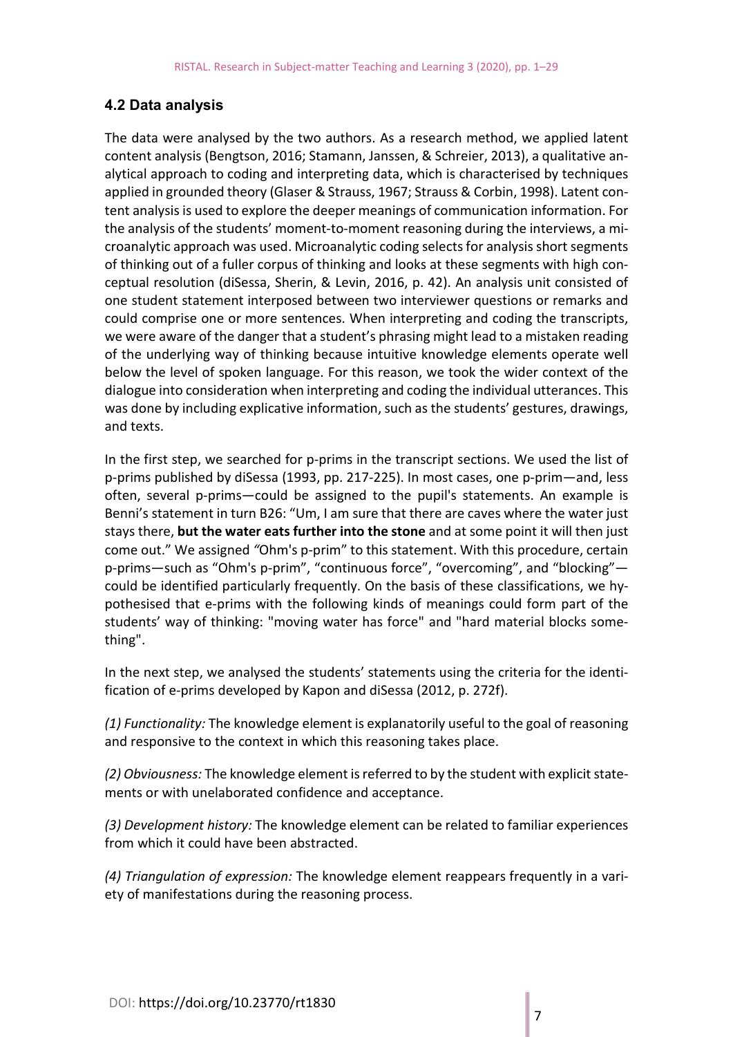## 4.2 Data analysis

The data were analysed by the two authors. As a research method, we applied latent content analysis (Bengtson, 2016; Stamann, Janssen, & Schreier, 2013), a qualitative analytical approach to coding and interpreting data, which is characterised by techniques applied in grounded theory (Glaser & Strauss, 1967; Strauss & Corbin, 1998). Latent content analysis is used to explore the deeper meanings of communication information. For the analysis of the students' moment-to-moment reasoning during the interviews, a microanalytic approach was used. Microanalytic coding selects for analysis short segments of thinking out of a fuller corpus of thinking and looks at these segments with high conceptual resolution (diSessa, Sherin, & Levin, 2016, p. 42). An analysis unit consisted of one student statement interposed between two interviewer questions or remarks and could comprise one or more sentences. When interpreting and coding the transcripts, we were aware of the danger that a student's phrasing might lead to a mistaken reading of the underlying way of thinking because intuitive knowledge elements operate well below the level of spoken language. For this reason, we took the wider context of the dialogue into consideration when interpreting and coding the individual utterances. This was done by including explicative information, such as the students' gestures, drawings, and texts.

In the first step, we searched for p-prims in the transcript sections. We used the list of p-prims published by diSessa (1993, pp. 217-225). In most cases, one p-prim—and, less often, several p-prims—could be assigned to the pupil's statements. An example is Benni's statement in turn B26: "Um, I am sure that there are caves where the water just stays there, **but the water eats further into the stone** and at some point it will then just come out." We assigned "Ohm's p-prim" to this statement. With this procedure, certain p-prims—such as "Ohm's p-prim", "continuous force", "overcoming", and "blocking"—could be identified particularly frequently. On the basis of these classifications, we hypothesised that e-prims with the following kinds of meanings could form part of the students' way of thinking: "moving water has force" and "hard material blocks something".

In the next step, we analysed the students' statements using the criteria for the identification of e-prims developed by Kapon and diSessa (2012, p. 272f).

*(1) Functionality:* The knowledge element is explanatorily useful to the goal of reasoning and responsive to the context in which this reasoning takes place.

*(2) Obviousness:* The knowledge element is referred to by the student with explicit statements or with unelaborated confidence and acceptance.

*(3) Development history:* The knowledge element can be related to familiar experiences from which it could have been abstracted.

*(4) Triangulation of expression:* The knowledge element reappears frequently in a variety of manifestations during the reasoning process.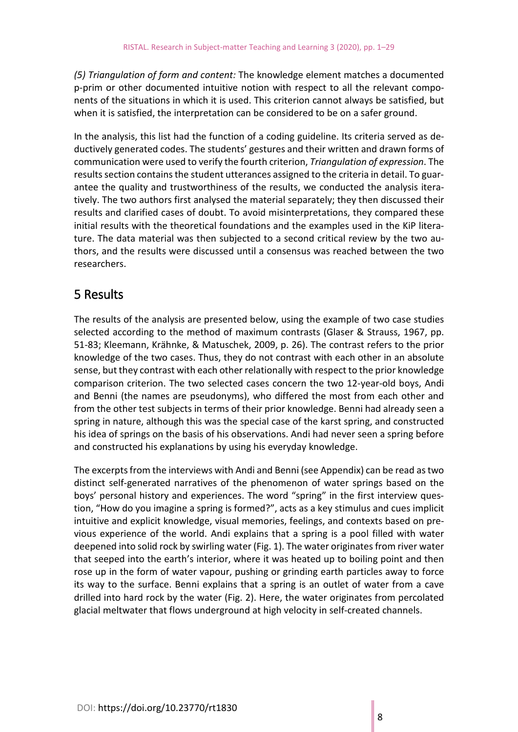*(5) Triangulation of form and content:* The knowledge element matches a documented p-prim or other documented intuitive notion with respect to all the relevant components of the situations in which it is used. This criterion cannot always be satisfied, but when it is satisfied, the interpretation can be considered to be on a safer ground.

In the analysis, this list had the function of a coding guideline. Its criteria served as deductively generated codes. The students' gestures and their written and drawn forms of communication were used to verify the fourth criterion, *Triangulation of expression*. The results section contains the student utterances assigned to the criteria in detail. To guarantee the quality and trustworthiness of the results, we conducted the analysis iteratively. The two authors first analysed the material separately; they then discussed their results and clarified cases of doubt. To avoid misinterpretations, they compared these initial results with the theoretical foundations and the examples used in the KiP literature. The data material was then subjected to a second critical review by the two authors, and the results were discussed until a consensus was reached between the two researchers.

## 5 Results

The results of the analysis are presented below, using the example of two case studies selected according to the method of maximum contrasts (Glaser & Strauss, 1967, pp. 51-83; Kleemann, Krähnke, & Matuschek, 2009, p. 26). The contrast refers to the prior knowledge of the two cases. Thus, they do not contrast with each other in an absolute sense, but they contrast with each other relationally with respect to the prior knowledge comparison criterion. The two selected cases concern the two 12-year-old boys, Andi and Benni (the names are pseudonyms), who differed the most from each other and from the other test subjects in terms of their prior knowledge. Benni had already seen a spring in nature, although this was the special case of the karst spring, and constructed his idea of springs on the basis of his observations. Andi had never seen a spring before and constructed his explanations by using his everyday knowledge.

The excerpts from the interviews with Andi and Benni (see Appendix) can be read as two distinct self-generated narratives of the phenomenon of water springs based on the boys' personal history and experiences. The word "spring" in the first interview question, "How do you imagine a spring is formed?", acts as a key stimulus and cues implicit intuitive and explicit knowledge, visual memories, feelings, and contexts based on previous experience of the world. Andi explains that a spring is a pool filled with water deepened into solid rock by swirling water (Fig. 1). The water originates from river water that seeped into the earth's interior, where it was heated up to boiling point and then rose up in the form of water vapour, pushing or grinding earth particles away to force its way to the surface. Benni explains that a spring is an outlet of water from a cave drilled into hard rock by the water (Fig. 2). Here, the water originates from percolated glacial meltwater that flows underground at high velocity in self-created channels.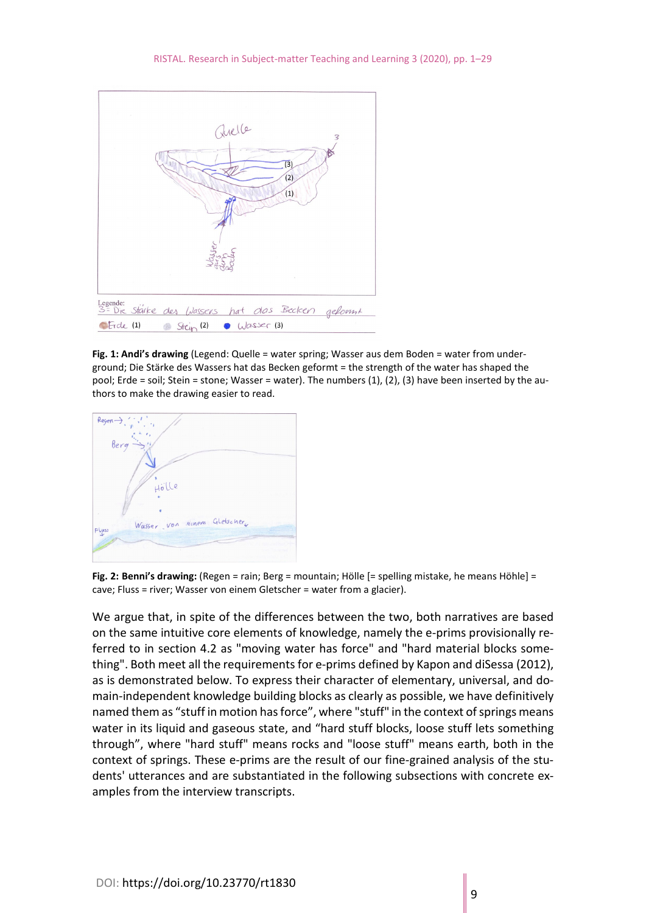**Fig. 1: Andi's drawing** (Legend: Quelle = water spring; Wasser aus dem Boden = water from underground; Die Stärke des Wassers hat das Becken geformt = the strength of the water has shaped the pool; Erde = soil; Stein = stone; Wasser = water). The numbers (1), (2), (3) have been inserted by the authors to make the drawing easier to read.

**Fig. 2: Benni's drawing:** (Regen = rain; Berg = mountain; Hölle [= spelling mistake, he means Höhle] = cave; Fluss = river; Wasser von einem Gletscher = water from a glacier).

We argue that, in spite of the differences between the two, both narratives are based on the same intuitive core elements of knowledge, namely the e-prims provisionally referred to in section 4.2 as "moving water has force" and "hard material blocks something". Both meet all the requirements for e-prims defined by Kapon and diSessa (2012), as is demonstrated below. To express their character of elementary, universal, and domain-independent knowledge building blocks as clearly as possible, we have definitively named them as "stuff in motion has force", where "stuff" in the context of springs means water in its liquid and gaseous state, and "hard stuff blocks, loose stuff lets something through", where "hard stuff" means rocks and "loose stuff" means earth, both in the context of springs. These e-prims are the result of our fine-grained analysis of the students' utterances and are substantiated in the following subsections with concrete examples from the interview transcripts.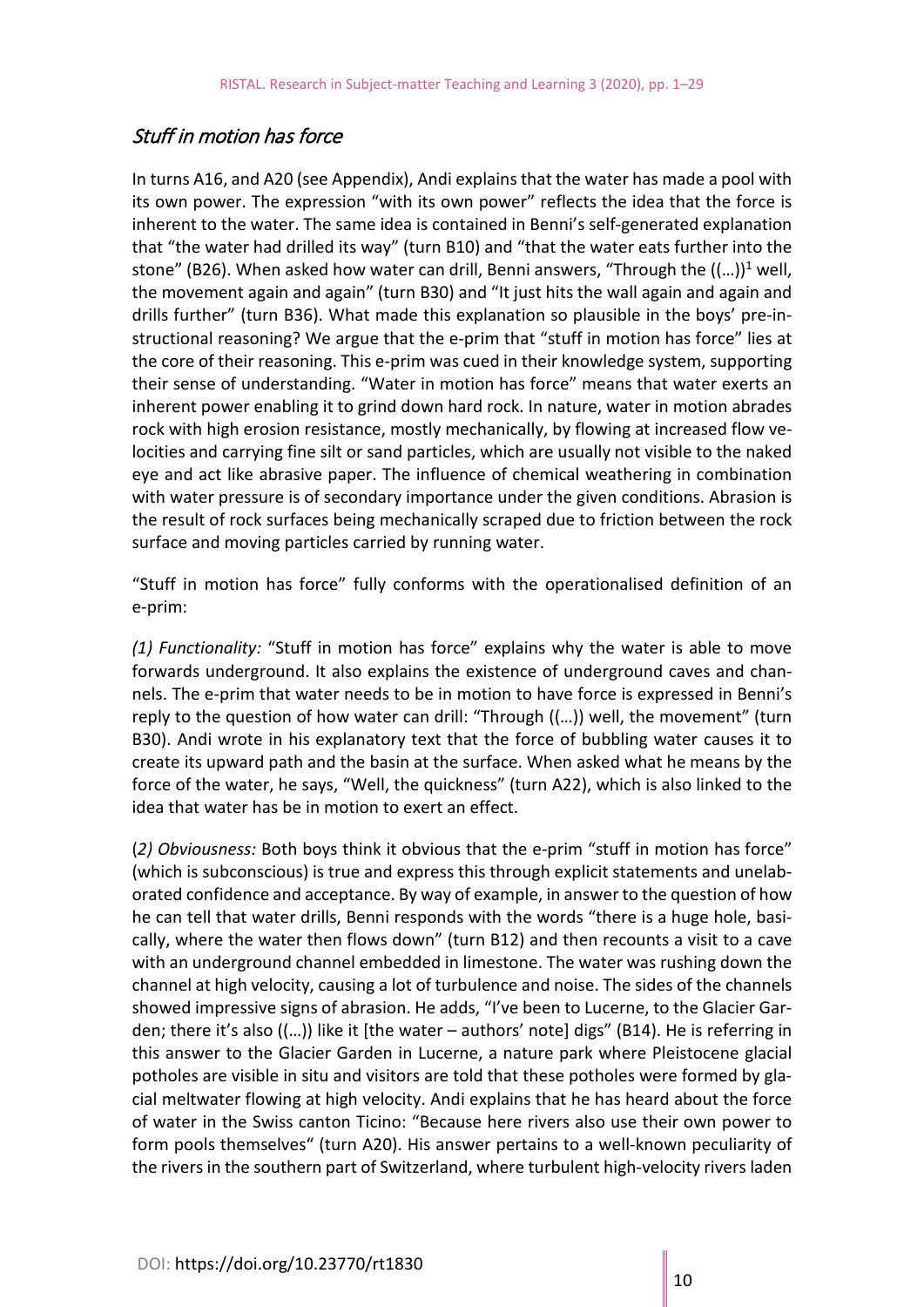## *Stuff in motion has force*

In turns A16, and A20 (see Appendix), Andi explains that the water has made a pool with its own power. The expression "with its own power" reflects the idea that the force is inherent to the water. The same idea is contained in Benni's self-generated explanation that "the water had drilled its way" (turn B10) and "that the water eats further into the stone" (B26). When asked how water can drill, Benni answers, "Through the ((…))[1] well, the movement again and again" (turn B30) and "It just hits the wall again and again and drills further" (turn B36). What made this explanation so plausible in the boys' pre-instructional reasoning? We argue that the e-prim that "stuff in motion has force" lies at the core of their reasoning. This e-prim was cued in their knowledge system, supporting their sense of understanding. "Water in motion has force" means that water exerts an inherent power enabling it to grind down hard rock. In nature, water in motion abrades rock with high erosion resistance, mostly mechanically, by flowing at increased flow velocities and carrying fine silt or sand particles, which are usually not visible to the naked eye and act like abrasive paper. The influence of chemical weathering in combination with water pressure is of secondary importance under the given conditions. Abrasion is the result of rock surfaces being mechanically scraped due to friction between the rock surface and moving particles carried by running water.

"Stuff in motion has force" fully conforms with the operationalised definition of an e-prim:

*(1) Functionality:* "Stuff in motion has force" explains why the water is able to move forwards underground. It also explains the existence of underground caves and channels. The e-prim that water needs to be in motion to have force is expressed in Benni's reply to the question of how water can drill: "Through ((…)) well, the movement" (turn B30). Andi wrote in his explanatory text that the force of bubbling water causes it to create its upward path and the basin at the surface. When asked what he means by the force of the water, he says, "Well, the quickness" (turn A22), which is also linked to the idea that water has be in motion to exert an effect.

(*2) Obviousness:* Both boys think it obvious that the e-prim "stuff in motion has force" (which is subconscious) is true and express this through explicit statements and unelaborated confidence and acceptance. By way of example, in answer to the question of how he can tell that water drills, Benni responds with the words "there is a huge hole, basically, where the water then flows down" (turn B12) and then recounts a visit to a cave with an underground channel embedded in limestone. The water was rushing down the channel at high velocity, causing a lot of turbulence and noise. The sides of the channels showed impressive signs of abrasion. He adds, "I've been to Lucerne, to the Glacier Garden; there it's also ((…)) like it [the water – authors' note] digs" (B14). He is referring in this answer to the Glacier Garden in Lucerne, a nature park where Pleistocene glacial potholes are visible in situ and visitors are told that these potholes were formed by glacial meltwater flowing at high velocity. Andi explains that he has heard about the force of water in the Swiss canton Ticino: "Because here rivers also use their own power to form pools themselves" (turn A20). His answer pertains to a well-known peculiarity of the rivers in the southern part of Switzerland, where turbulent high-velocity rivers laden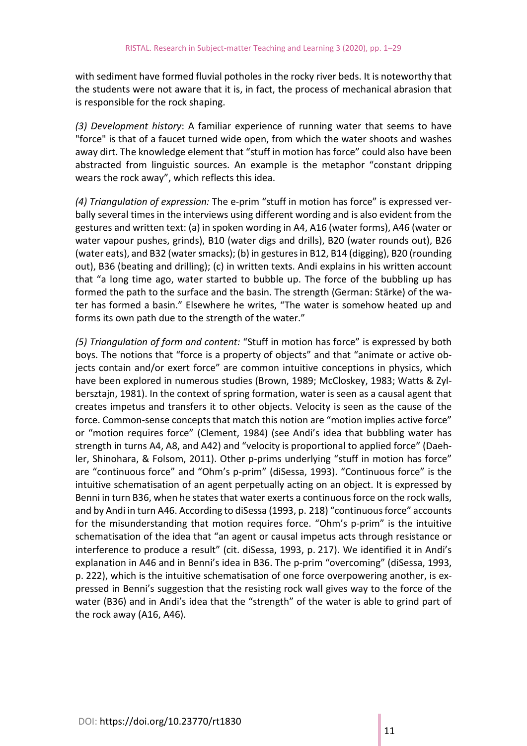with sediment have formed fluvial potholes in the rocky river beds. It is noteworthy that the students were not aware that it is, in fact, the process of mechanical abrasion that is responsible for the rock shaping.

*(3) Development history*: A familiar experience of running water that seems to have "force" is that of a faucet turned wide open, from which the water shoots and washes away dirt. The knowledge element that "stuff in motion has force" could also have been abstracted from linguistic sources. An example is the metaphor "constant dripping wears the rock away", which reflects this idea.

*(4) Triangulation of expression:* The e-prim "stuff in motion has force" is expressed verbally several times in the interviews using different wording and is also evident from the gestures and written text: (a) in spoken wording in A4, A16 (water forms), A46 (water or water vapour pushes, grinds), B10 (water digs and drills), B20 (water rounds out), B26 (water eats), and B32 (water smacks); (b) in gestures in B12, B14 (digging), B20 (rounding out), B36 (beating and drilling); (c) in written texts. Andi explains in his written account that "a long time ago, water started to bubble up. The force of the bubbling up has formed the path to the surface and the basin. The strength (German: Stärke) of the water has formed a basin." Elsewhere he writes, "The water is somehow heated up and forms its own path due to the strength of the water."

*(5) Triangulation of form and content:* "Stuff in motion has force" is expressed by both boys. The notions that "force is a property of objects" and that "animate or active objects contain and/or exert force" are common intuitive conceptions in physics, which have been explored in numerous studies (Brown, 1989; McCloskey, 1983; Watts & Zylbersztajn, 1981). In the context of spring formation, water is seen as a causal agent that creates impetus and transfers it to other objects. Velocity is seen as the cause of the force. Common-sense concepts that match this notion are "motion implies active force" or "motion requires force" (Clement, 1984) (see Andi's idea that bubbling water has strength in turns A4, A8, and A42) and "velocity is proportional to applied force" (Daehler, Shinohara, & Folsom, 2011). Other p-prims underlying "stuff in motion has force" are "continuous force" and "Ohm's p-prim" (diSessa, 1993). "Continuous force" is the intuitive schematisation of an agent perpetually acting on an object. It is expressed by Benni in turn B36, when he states that water exerts a continuous force on the rock walls, and by Andi in turn A46. According to diSessa (1993, p. 218) "continuous force" accounts for the misunderstanding that motion requires force. "Ohm's p-prim" is the intuitive schematisation of the idea that "an agent or causal impetus acts through resistance or interference to produce a result" (cit. diSessa, 1993, p. 217). We identified it in Andi's explanation in A46 and in Benni's idea in B36. The p-prim "overcoming" (diSessa, 1993, p. 222), which is the intuitive schematisation of one force overpowering another, is expressed in Benni's suggestion that the resisting rock wall gives way to the force of the water (B36) and in Andi's idea that the "strength" of the water is able to grind part of the rock away (A16, A46).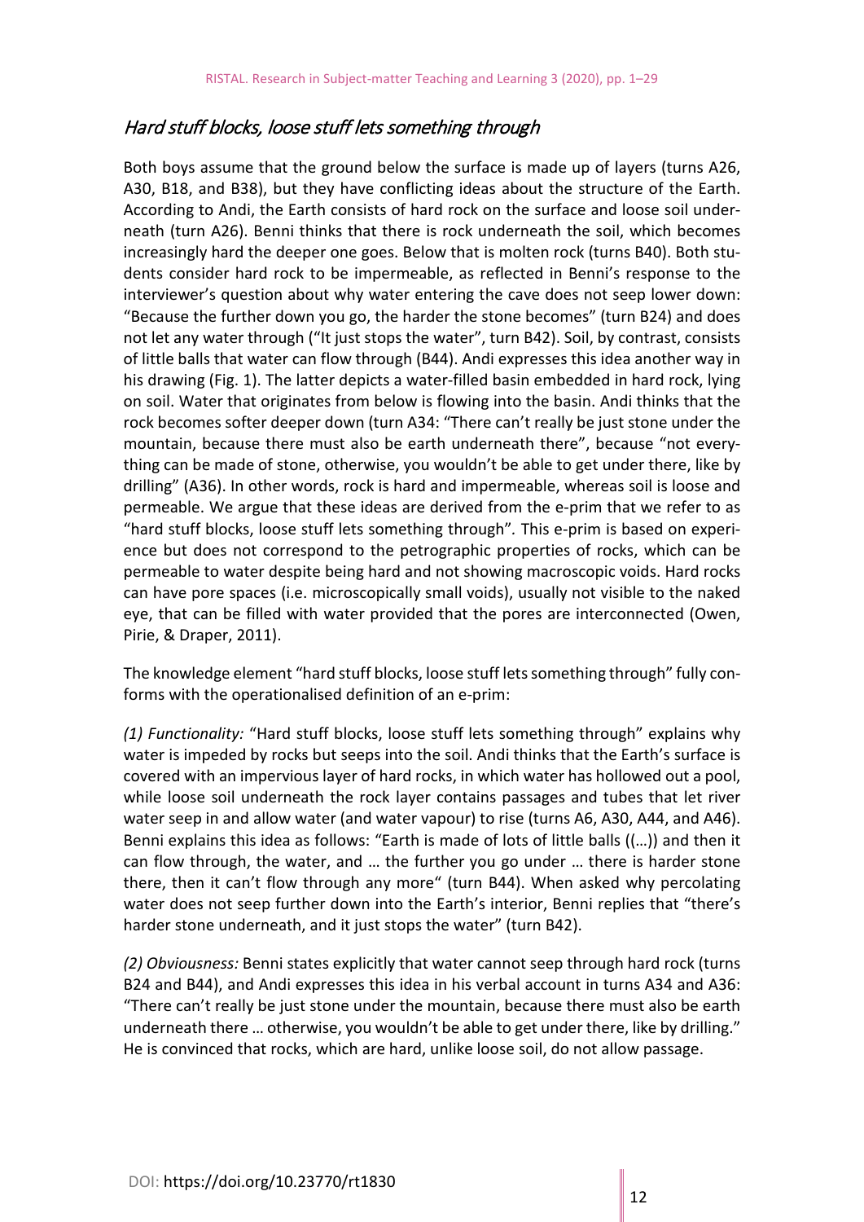### *Hard stuff blocks, loose stuff lets something through*

Both boys assume that the ground below the surface is made up of layers (turns A26, A30, B18, and B38), but they have conflicting ideas about the structure of the Earth. According to Andi, the Earth consists of hard rock on the surface and loose soil underneath (turn A26). Benni thinks that there is rock underneath the soil, which becomes increasingly hard the deeper one goes. Below that is molten rock (turns B40). Both students consider hard rock to be impermeable, as reflected in Benni's response to the interviewer's question about why water entering the cave does not seep lower down: "Because the further down you go, the harder the stone becomes" (turn B24) and does not let any water through ("It just stops the water", turn B42). Soil, by contrast, consists of little balls that water can flow through (B44). Andi expresses this idea another way in his drawing (Fig. 1). The latter depicts a water-filled basin embedded in hard rock, lying on soil. Water that originates from below is flowing into the basin. Andi thinks that the rock becomes softer deeper down (turn A34: "There can't really be just stone under the mountain, because there must also be earth underneath there", because "not everything can be made of stone, otherwise, you wouldn't be able to get under there, like by drilling" (A36). In other words, rock is hard and impermeable, whereas soil is loose and permeable. We argue that these ideas are derived from the e-prim that we refer to as "hard stuff blocks, loose stuff lets something through". This e-prim is based on experience but does not correspond to the petrographic properties of rocks, which can be permeable to water despite being hard and not showing macroscopic voids. Hard rocks can have pore spaces (i.e. microscopically small voids), usually not visible to the naked eye, that can be filled with water provided that the pores are interconnected (Owen, Pirie, & Draper, 2011).

The knowledge element "hard stuff blocks, loose stuff lets something through" fully conforms with the operationalised definition of an e-prim:

*(1) Functionality:* "Hard stuff blocks, loose stuff lets something through" explains why water is impeded by rocks but seeps into the soil. Andi thinks that the Earth's surface is covered with an impervious layer of hard rocks, in which water has hollowed out a pool, while loose soil underneath the rock layer contains passages and tubes that let river water seep in and allow water (and water vapour) to rise (turns A6, A30, A44, and A46). Benni explains this idea as follows: "Earth is made of lots of little balls ((…)) and then it can flow through, the water, and … the further you go under … there is harder stone there, then it can't flow through any more" (turn B44). When asked why percolating water does not seep further down into the Earth's interior, Benni replies that "there's harder stone underneath, and it just stops the water" (turn B42).

*(2) Obviousness:* Benni states explicitly that water cannot seep through hard rock (turns B24 and B44), and Andi expresses this idea in his verbal account in turns A34 and A36: "There can't really be just stone under the mountain, because there must also be earth underneath there … otherwise, you wouldn't be able to get under there, like by drilling." He is convinced that rocks, which are hard, unlike loose soil, do not allow passage.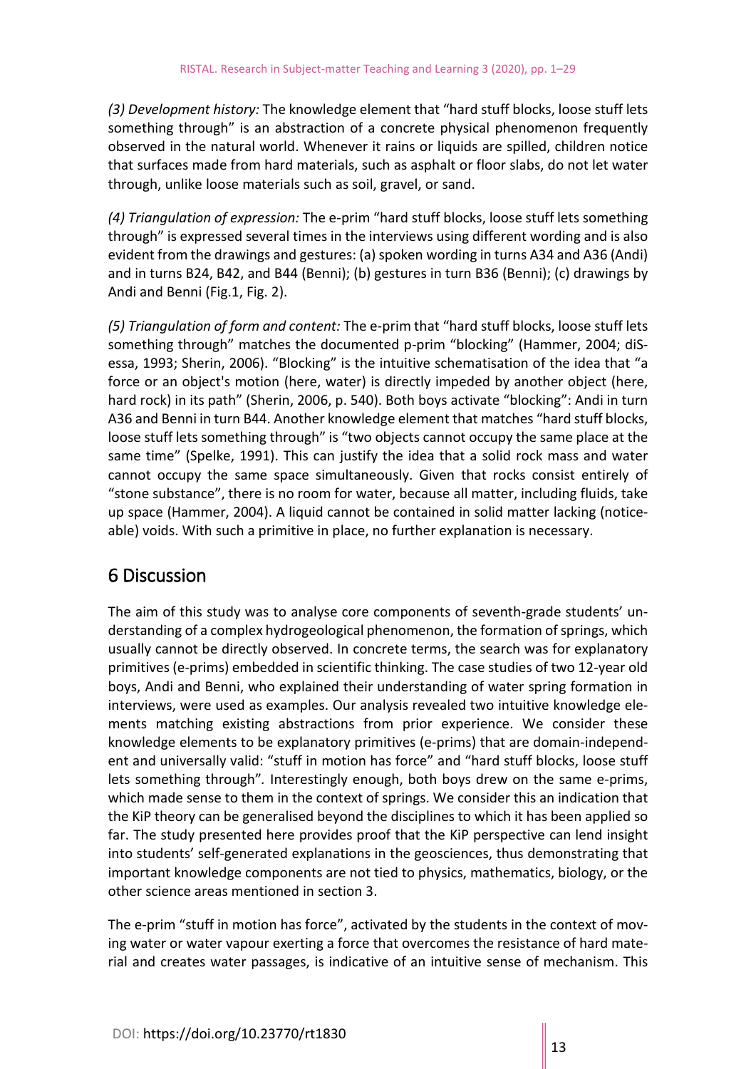*(3) Development history:* The knowledge element that “hard stuff blocks, loose stuff lets something through” is an abstraction of a concrete physical phenomenon frequently observed in the natural world. Whenever it rains or liquids are spilled, children notice that surfaces made from hard materials, such as asphalt or floor slabs, do not let water through, unlike loose materials such as soil, gravel, or sand.

*(4) Triangulation of expression:* The e-prim “hard stuff blocks, loose stuff lets something through” is expressed several times in the interviews using different wording and is also evident from the drawings and gestures: (a) spoken wording in turns A34 and A36 (Andi) and in turns B24, B42, and B44 (Benni); (b) gestures in turn B36 (Benni); (c) drawings by Andi and Benni (Fig.1, Fig. 2).

*(5) Triangulation of form and content:* The e-prim that “hard stuff blocks, loose stuff lets something through” matches the documented p-prim “blocking” (Hammer, 2004; diSessa, 1993; Sherin, 2006). “Blocking” is the intuitive schematisation of the idea that “a force or an object's motion (here, water) is directly impeded by another object (here, hard rock) in its path” (Sherin, 2006, p. 540). Both boys activate “blocking”: Andi in turn A36 and Benni in turn B44. Another knowledge element that matches “hard stuff blocks, loose stuff lets something through” is “two objects cannot occupy the same place at the same time” (Spelke, 1991). This can justify the idea that a solid rock mass and water cannot occupy the same space simultaneously. Given that rocks consist entirely of “stone substance”, there is no room for water, because all matter, including fluids, take up space (Hammer, 2004). A liquid cannot be contained in solid matter lacking (noticeable) voids. With such a primitive in place, no further explanation is necessary.

## 6 Discussion

The aim of this study was to analyse core components of seventh-grade students' understanding of a complex hydrogeological phenomenon, the formation of springs, which usually cannot be directly observed. In concrete terms, the search was for explanatory primitives (e-prims) embedded in scientific thinking. The case studies of two 12-year old boys, Andi and Benni, who explained their understanding of water spring formation in interviews, were used as examples. Our analysis revealed two intuitive knowledge elements matching existing abstractions from prior experience. We consider these knowledge elements to be explanatory primitives (e-prims) that are domain-independent and universally valid: “stuff in motion has force” and “hard stuff blocks, loose stuff lets something through”. Interestingly enough, both boys drew on the same e-prims, which made sense to them in the context of springs. We consider this an indication that the KiP theory can be generalised beyond the disciplines to which it has been applied so far. The study presented here provides proof that the KiP perspective can lend insight into students' self-generated explanations in the geosciences, thus demonstrating that important knowledge components are not tied to physics, mathematics, biology, or the other science areas mentioned in section 3.

The e-prim “stuff in motion has force”, activated by the students in the context of moving water or water vapour exerting a force that overcomes the resistance of hard material and creates water passages, is indicative of an intuitive sense of mechanism. This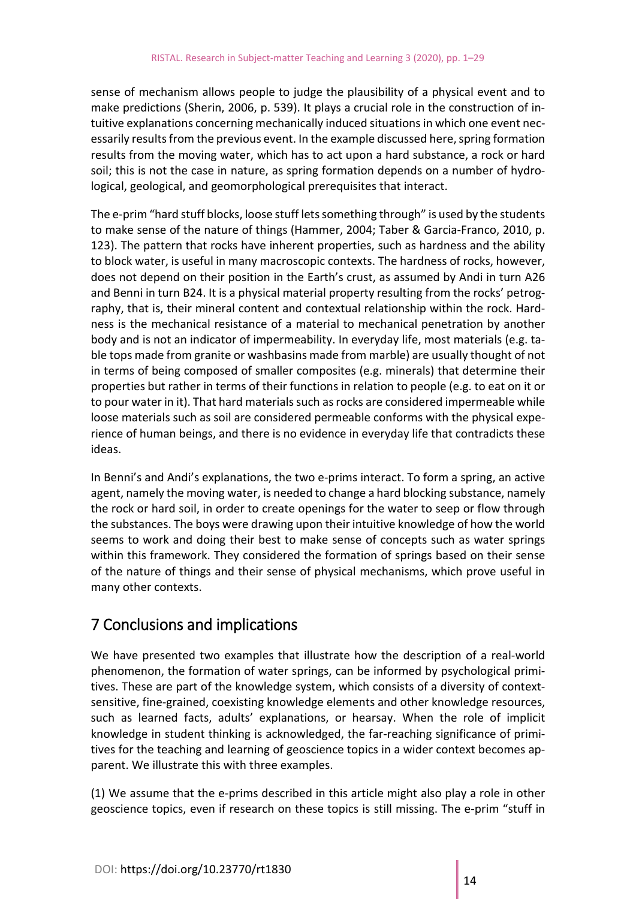sense of mechanism allows people to judge the plausibility of a physical event and to make predictions (Sherin, 2006, p. 539). It plays a crucial role in the construction of intuitive explanations concerning mechanically induced situations in which one event necessarily results from the previous event. In the example discussed here, spring formation results from the moving water, which has to act upon a hard substance, a rock or hard soil; this is not the case in nature, as spring formation depends on a number of hydrological, geological, and geomorphological prerequisites that interact.

The e-prim "hard stuff blocks, loose stuff lets something through" is used by the students to make sense of the nature of things (Hammer, 2004; Taber & Garcia-Franco, 2010, p. 123). The pattern that rocks have inherent properties, such as hardness and the ability to block water, is useful in many macroscopic contexts. The hardness of rocks, however, does not depend on their position in the Earth's crust, as assumed by Andi in turn A26 and Benni in turn B24. It is a physical material property resulting from the rocks' petrography, that is, their mineral content and contextual relationship within the rock. Hardness is the mechanical resistance of a material to mechanical penetration by another body and is not an indicator of impermeability. In everyday life, most materials (e.g. table tops made from granite or washbasins made from marble) are usually thought of not in terms of being composed of smaller composites (e.g. minerals) that determine their properties but rather in terms of their functions in relation to people (e.g. to eat on it or to pour water in it). That hard materials such as rocks are considered impermeable while loose materials such as soil are considered permeable conforms with the physical experience of human beings, and there is no evidence in everyday life that contradicts these ideas.

In Benni's and Andi's explanations, the two e-prims interact. To form a spring, an active agent, namely the moving water, is needed to change a hard blocking substance, namely the rock or hard soil, in order to create openings for the water to seep or flow through the substances. The boys were drawing upon their intuitive knowledge of how the world seems to work and doing their best to make sense of concepts such as water springs within this framework. They considered the formation of springs based on their sense of the nature of things and their sense of physical mechanisms, which prove useful in many other contexts.

## 7 Conclusions and implications

We have presented two examples that illustrate how the description of a real-world phenomenon, the formation of water springs, can be informed by psychological primitives. These are part of the knowledge system, which consists of a diversity of context-sensitive, fine-grained, coexisting knowledge elements and other knowledge resources, such as learned facts, adults' explanations, or hearsay. When the role of implicit knowledge in student thinking is acknowledged, the far-reaching significance of primitives for the teaching and learning of geoscience topics in a wider context becomes apparent. We illustrate this with three examples.

(1) We assume that the e-prims described in this article might also play a role in other geoscience topics, even if research on these topics is still missing. The e-prim "stuff in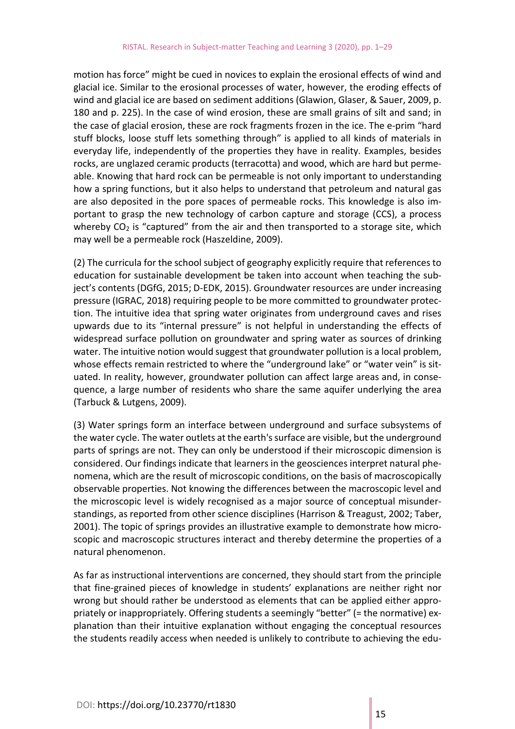motion has force" might be cued in novices to explain the erosional effects of wind and glacial ice. Similar to the erosional processes of water, however, the eroding effects of wind and glacial ice are based on sediment additions (Glawion, Glaser, & Sauer, 2009, p. 180 and p. 225). In the case of wind erosion, these are small grains of silt and sand; in the case of glacial erosion, these are rock fragments frozen in the ice. The e-prim "hard stuff blocks, loose stuff lets something through" is applied to all kinds of materials in everyday life, independently of the properties they have in reality. Examples, besides rocks, are unglazed ceramic products (terracotta) and wood, which are hard but permeable. Knowing that hard rock can be permeable is not only important to understanding how a spring functions, but it also helps to understand that petroleum and natural gas are also deposited in the pore spaces of permeable rocks. This knowledge is also important to grasp the new technology of carbon capture and storage (CCS), a process whereby $CO_2$ is "captured" from the air and then transported to a storage site, which may well be a permeable rock (Haszeldine, 2009).

(2) The curricula for the school subject of geography explicitly require that references to education for sustainable development be taken into account when teaching the subject's contents (DGfG, 2015; D-EDK, 2015). Groundwater resources are under increasing pressure (IGRAC, 2018) requiring people to be more committed to groundwater protection. The intuitive idea that spring water originates from underground caves and rises upwards due to its "internal pressure" is not helpful in understanding the effects of widespread surface pollution on groundwater and spring water as sources of drinking water. The intuitive notion would suggest that groundwater pollution is a local problem, whose effects remain restricted to where the "underground lake" or "water vein" is situated. In reality, however, groundwater pollution can affect large areas and, in consequence, a large number of residents who share the same aquifer underlying the area (Tarbuck & Lutgens, 2009).

(3) Water springs form an interface between underground and surface subsystems of the water cycle. The water outlets at the earth's surface are visible, but the underground parts of springs are not. They can only be understood if their microscopic dimension is considered. Our findings indicate that learners in the geosciences interpret natural phenomena, which are the result of microscopic conditions, on the basis of macroscopically observable properties. Not knowing the differences between the macroscopic level and the microscopic level is widely recognised as a major source of conceptual misunderstandings, as reported from other science disciplines (Harrison & Treagust, 2002; Taber, 2001). The topic of springs provides an illustrative example to demonstrate how microscopic and macroscopic structures interact and thereby determine the properties of a natural phenomenon.

As far as instructional interventions are concerned, they should start from the principle that fine-grained pieces of knowledge in students' explanations are neither right nor wrong but should rather be understood as elements that can be applied either appropriately or inappropriately. Offering students a seemingly "better" (= the normative) explanation than their intuitive explanation without engaging the conceptual resources the students readily access when needed is unlikely to contribute to achieving the edu-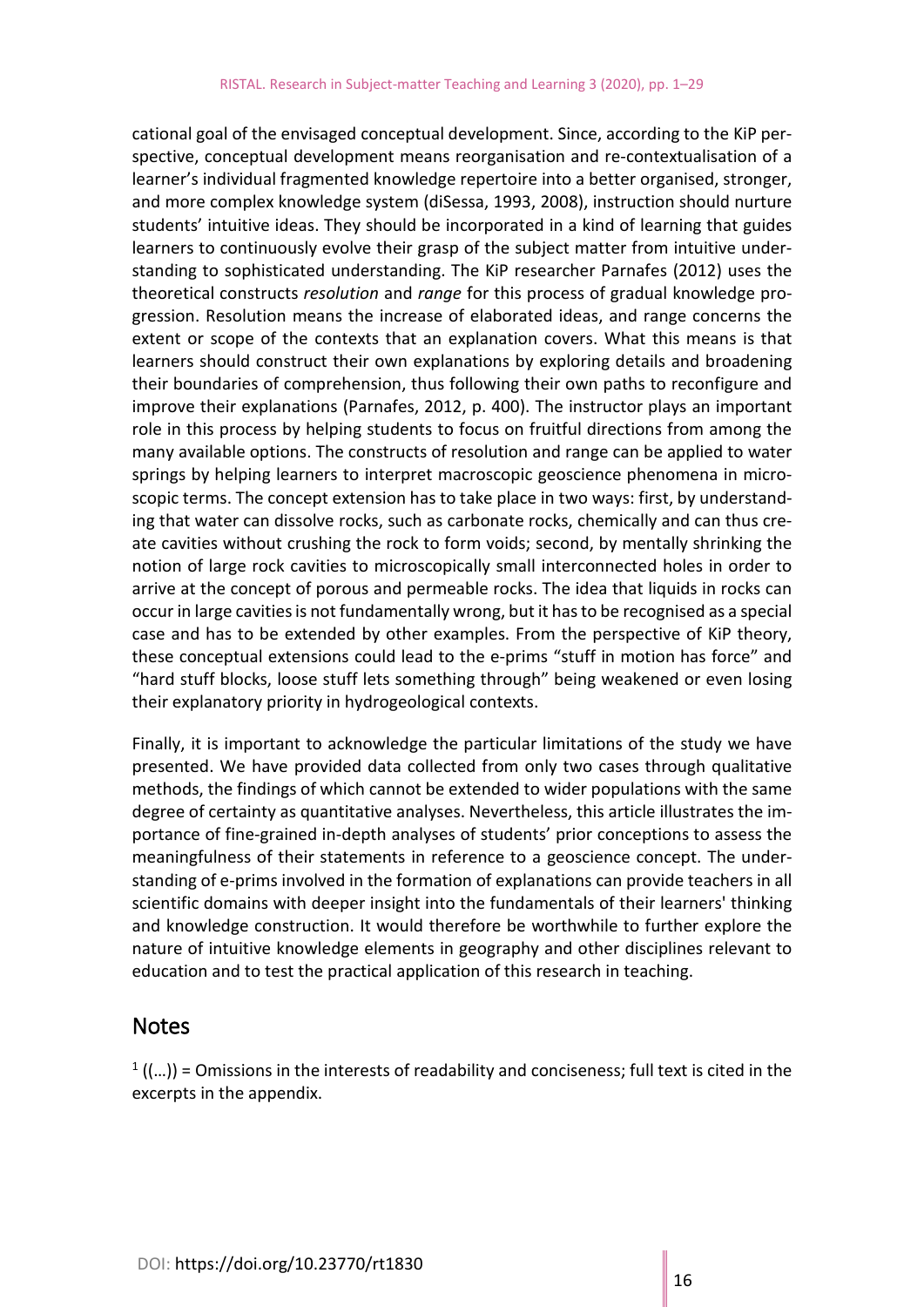cational goal of the envisaged conceptual development. Since, according to the KiP perspective, conceptual development means reorganisation and re-contextualisation of a learner's individual fragmented knowledge repertoire into a better organised, stronger, and more complex knowledge system (diSessa, 1993, 2008), instruction should nurture students' intuitive ideas. They should be incorporated in a kind of learning that guides learners to continuously evolve their grasp of the subject matter from intuitive understanding to sophisticated understanding. The KiP researcher Parnafes (2012) uses the theoretical constructs *resolution* and *range* for this process of gradual knowledge progression. Resolution means the increase of elaborated ideas, and range concerns the extent or scope of the contexts that an explanation covers. What this means is that learners should construct their own explanations by exploring details and broadening their boundaries of comprehension, thus following their own paths to reconfigure and improve their explanations (Parnafes, 2012, p. 400). The instructor plays an important role in this process by helping students to focus on fruitful directions from among the many available options. The constructs of resolution and range can be applied to water springs by helping learners to interpret macroscopic geoscience phenomena in microscopic terms. The concept extension has to take place in two ways: first, by understanding that water can dissolve rocks, such as carbonate rocks, chemically and can thus create cavities without crushing the rock to form voids; second, by mentally shrinking the notion of large rock cavities to microscopically small interconnected holes in order to arrive at the concept of porous and permeable rocks. The idea that liquids in rocks can occur in large cavities is not fundamentally wrong, but it has to be recognised as a special case and has to be extended by other examples. From the perspective of KiP theory, these conceptual extensions could lead to the e-prims "stuff in motion has force" and "hard stuff blocks, loose stuff lets something through" being weakened or even losing their explanatory priority in hydrogeological contexts.

Finally, it is important to acknowledge the particular limitations of the study we have presented. We have provided data collected from only two cases through qualitative methods, the findings of which cannot be extended to wider populations with the same degree of certainty as quantitative analyses. Nevertheless, this article illustrates the importance of fine-grained in-depth analyses of students' prior conceptions to assess the meaningfulness of their statements in reference to a geoscience concept. The understanding of e-prims involved in the formation of explanations can provide teachers in all scientific domains with deeper insight into the fundamentals of their learners' thinking and knowledge construction. It would therefore be worthwhile to further explore the nature of intuitive knowledge elements in geography and other disciplines relevant to education and to test the practical application of this research in teaching.

## Notes

[1] ((…)) = Omissions in the interests of readability and conciseness; full text is cited in the excerpts in the appendix.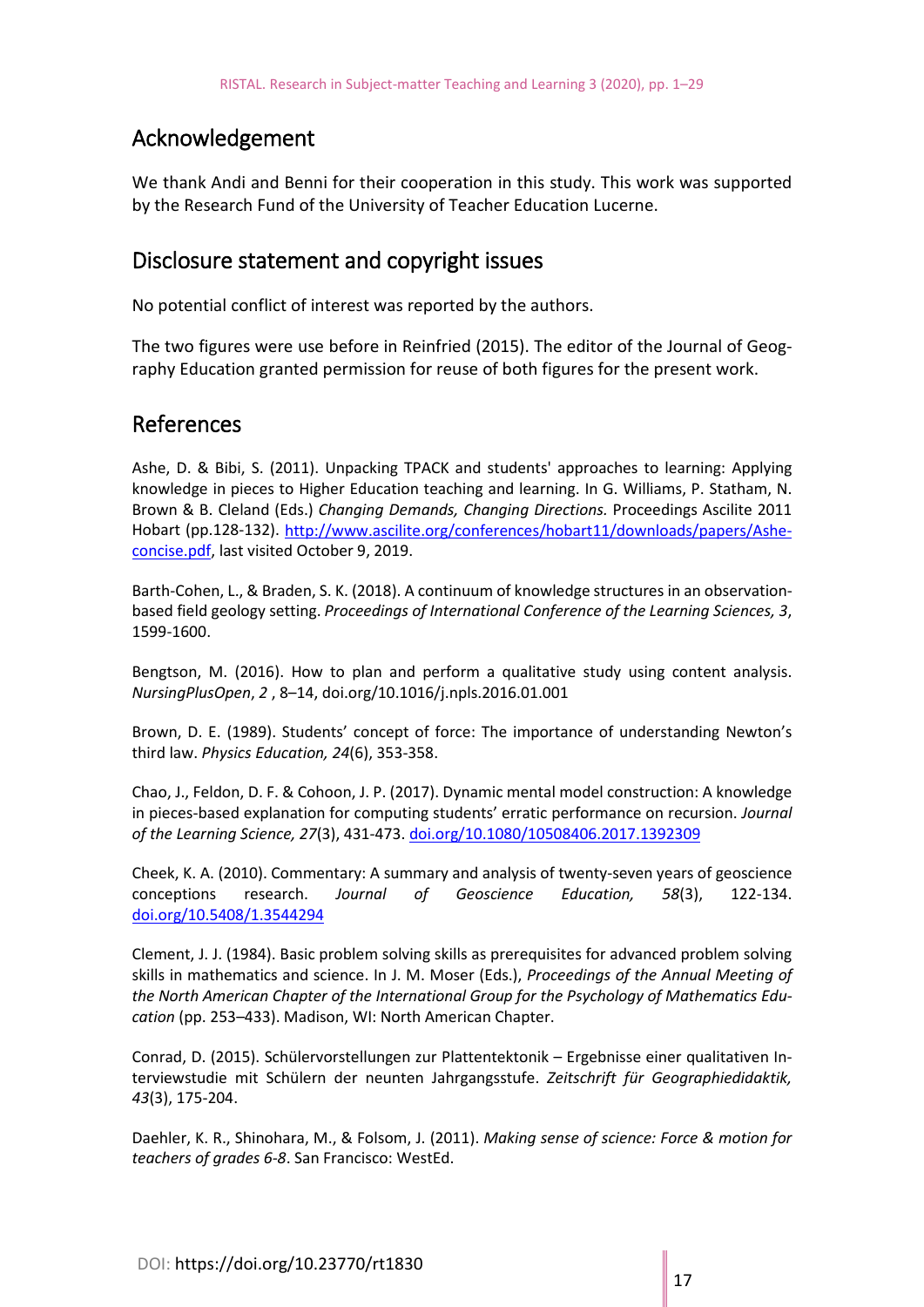## Acknowledgement

We thank Andi and Benni for their cooperation in this study. This work was supported by the Research Fund of the University of Teacher Education Lucerne.

## Disclosure statement and copyright issues

No potential conflict of interest was reported by the authors.

The two figures were use before in Reinfried (2015). The editor of the Journal of Geography Education granted permission for reuse of both figures for the present work.

## References

Ashe, D. & Bibi, S. (2011). Unpacking TPACK and students' approaches to learning: Applying knowledge in pieces to Higher Education teaching and learning. In G. Williams, P. Statham, N. Brown & B. Cleland (Eds.) *Changing Demands, Changing Directions.* Proceedings Ascilite 2011 Hobart (pp.128-132). http://www.ascilite.org/conferences/hobart11/downloads/papers/Ashe-concise.pdf, last visited October 9, 2019.

Barth-Cohen, L., & Braden, S. K. (2018). A continuum of knowledge structures in an observation-based field geology setting. *Proceedings of International Conference of the Learning Sciences, 3*, 1599-1600.

Bengtson, M. (2016). How to plan and perform a qualitative study using content analysis. *NursingPlusOpen*, *2* , 8–14, doi.org/10.1016/j.npls.2016.01.001

Brown, D. E. (1989). Students' concept of force: The importance of understanding Newton's third law. *Physics Education, 24*(6), 353-358.

Chao, J., Feldon, D. F. & Cohoon, J. P. (2017). Dynamic mental model construction: A knowledge in pieces-based explanation for computing students' erratic performance on recursion. *Journal of the Learning Science, 27*(3), 431-473. doi.org/10.1080/10508406.2017.1392309

Cheek, K. A. (2010). Commentary: A summary and analysis of twenty-seven years of geoscience conceptions research. *Journal of Geoscience Education, 58*(3), 122-134. doi.org/10.5408/1.3544294

Clement, J. J. (1984). Basic problem solving skills as prerequisites for advanced problem solving skills in mathematics and science. In J. M. Moser (Eds.), *Proceedings of the Annual Meeting of the North American Chapter of the International Group for the Psychology of Mathematics Education* (pp. 253–433). Madison, WI: North American Chapter.

Conrad, D. (2015). Schülervorstellungen zur Plattentektonik – Ergebnisse einer qualitativen Interviewstudie mit Schülern der neunten Jahrgangsstufe. *Zeitschrift für Geographiedidaktik, 43*(3), 175-204.

Daehler, K. R., Shinohara, M., & Folsom, J. (2011). *Making sense of science: Force & motion for teachers of grades 6-8*. San Francisco: WestEd.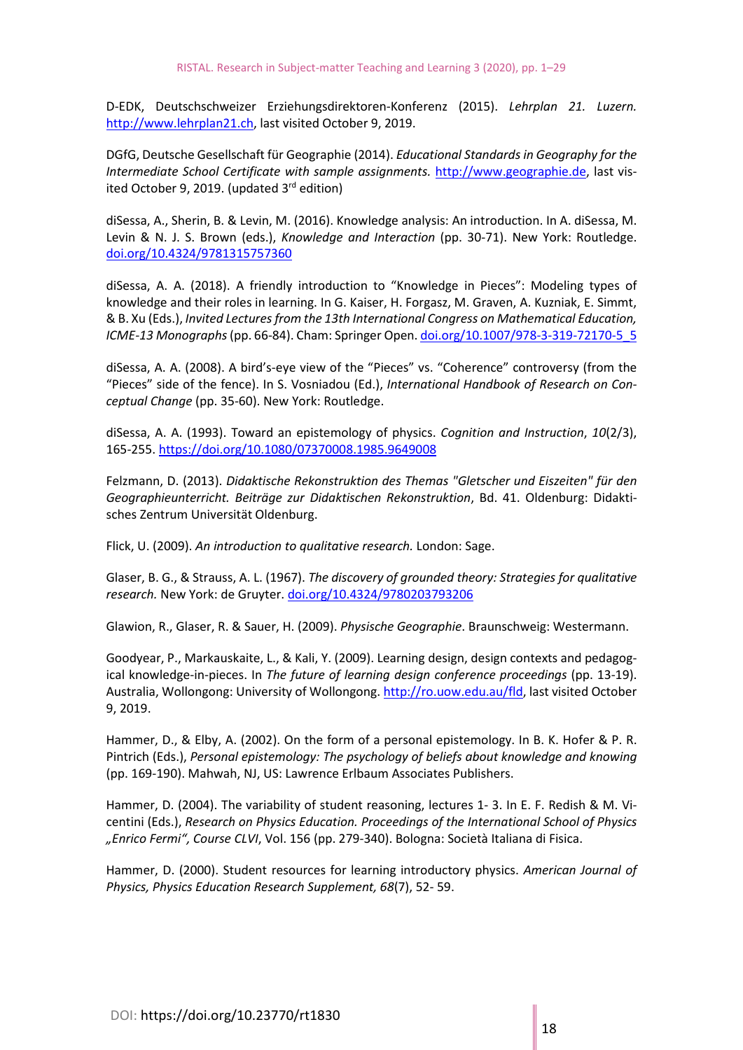D-EDK, Deutschschweizer Erziehungsdirektoren-Konferenz (2015). *Lehrplan 21. Luzern.* http://www.lehrplan21.ch, last visited October 9, 2019.

DGfG, Deutsche Gesellschaft für Geographie (2014). *Educational Standards in Geography for the Intermediate School Certificate with sample assignments.* http://www.geographie.de, last visited October 9, 2019. (updated 3rd edition)

diSessa, A., Sherin, B. & Levin, M. (2016). Knowledge analysis: An introduction. In A. diSessa, M. Levin & N. J. S. Brown (eds.), *Knowledge and Interaction* (pp. 30-71). New York: Routledge. doi.org/10.4324/9781315757360

diSessa, A. A. (2018). A friendly introduction to "Knowledge in Pieces": Modeling types of knowledge and their roles in learning. In G. Kaiser, H. Forgasz, M. Graven, A. Kuzniak, E. Simmt, & B. Xu (Eds.), *Invited Lectures from the 13th International Congress on Mathematical Education, ICME-13 Monographs* (pp. 66-84). Cham: Springer Open. doi.org/10.1007/978-3-319-72170-5_5

diSessa, A. A. (2008). A bird's-eye view of the "Pieces" vs. "Coherence" controversy (from the "Pieces" side of the fence). In S. Vosniadou (Ed.), *International Handbook of Research on Conceptual Change* (pp. 35-60). New York: Routledge.

diSessa, A. A. (1993). Toward an epistemology of physics. *Cognition and Instruction*, *10*(2/3), 165-255. https://doi.org/10.1080/07370008.1985.9649008

Felzmann, D. (2013). *Didaktische Rekonstruktion des Themas "Gletscher und Eiszeiten" für den Geographieunterricht. Beiträge zur Didaktischen Rekonstruktion*, Bd. 41. Oldenburg: Didaktisches Zentrum Universität Oldenburg.

Flick, U. (2009). *An introduction to qualitative research.* London: Sage.

Glaser, B. G., & Strauss, A. L. (1967). *The discovery of grounded theory: Strategies for qualitative research.* New York: de Gruyter. doi.org/10.4324/9780203793206

Glawion, R., Glaser, R. & Sauer, H. (2009). *Physische Geographie*. Braunschweig: Westermann.

Goodyear, P., Markauskaite, L., & Kali, Y. (2009). Learning design, design contexts and pedagogical knowledge-in-pieces. In *The future of learning design conference proceedings* (pp. 13-19). Australia, Wollongong: University of Wollongong. http://ro.uow.edu.au/fld, last visited October 9, 2019.

Hammer, D., & Elby, A. (2002). On the form of a personal epistemology. In B. K. Hofer & P. R. Pintrich (Eds.), *Personal epistemology: The psychology of beliefs about knowledge and knowing* (pp. 169-190). Mahwah, NJ, US: Lawrence Erlbaum Associates Publishers.

Hammer, D. (2004). The variability of student reasoning, lectures 1- 3. In E. F. Redish & M. Vicentini (Eds.), *Research on Physics Education. Proceedings of the International School of Physics „Enrico Fermi", Course CLVI*, Vol. 156 (pp. 279-340). Bologna: Società Italiana di Fisica.

Hammer, D. (2000). Student resources for learning introductory physics. *American Journal of Physics, Physics Education Research Supplement, 68*(7), 52- 59.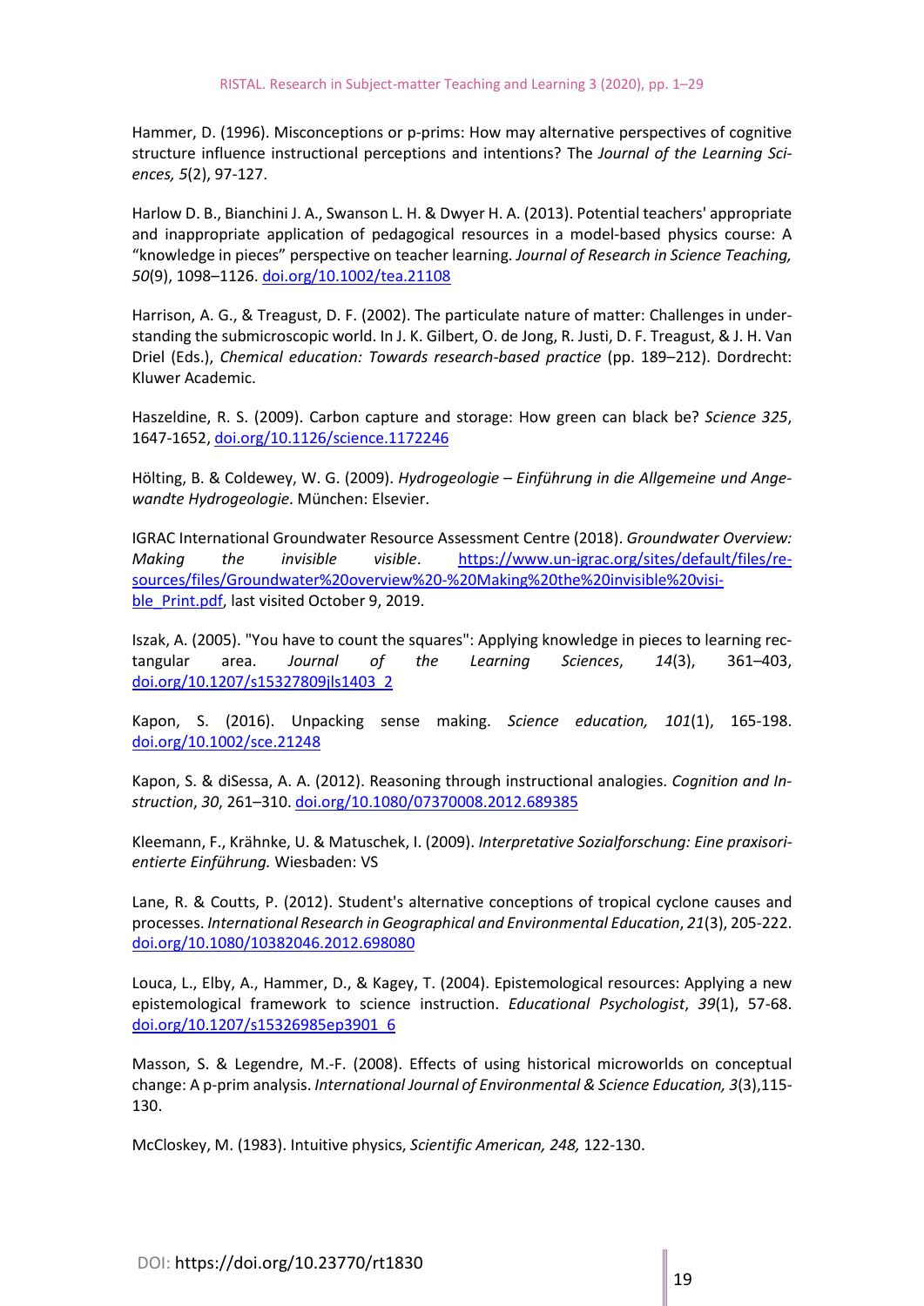Hammer, D. (1996). Misconceptions or p-prims: How may alternative perspectives of cognitive structure influence instructional perceptions and intentions? The *Journal of the Learning Sciences, 5*(2), 97-127.

Harlow D. B., Bianchini J. A., Swanson L. H. & Dwyer H. A. (2013). Potential teachers' appropriate and inappropriate application of pedagogical resources in a model-based physics course: A "knowledge in pieces" perspective on teacher learning. *Journal of Research in Science Teaching, 50*(9), 1098–1126. doi.org/10.1002/tea.21108

Harrison, A. G., & Treagust, D. F. (2002). The particulate nature of matter: Challenges in understanding the submicroscopic world. In J. K. Gilbert, O. de Jong, R. Justi, D. F. Treagust, & J. H. Van Driel (Eds.), *Chemical education: Towards research-based practice* (pp. 189–212). Dordrecht: Kluwer Academic.

Haszeldine, R. S. (2009). Carbon capture and storage: How green can black be? *Science 325*, 1647-1652, doi.org/10.1126/science.1172246

Hölting, B. & Coldewey, W. G. (2009). *Hydrogeologie – Einführung in die Allgemeine und Angewandte Hydrogeologie*. München: Elsevier.

IGRAC International Groundwater Resource Assessment Centre (2018). *Groundwater Overview: Making the invisible visible*. https://www.un-igrac.org/sites/default/files/resources/files/Groundwater%20overview%20-%20Making%20the%20invisible%20visible_Print.pdf, last visited October 9, 2019.

Iszak, A. (2005). "You have to count the squares": Applying knowledge in pieces to learning rectangular area. *Journal of the Learning Sciences*, *14*(3), 361–403, doi.org/10.1207/s15327809jls1403_2

Kapon, S. (2016). Unpacking sense making. *Science education, 101*(1), 165-198. doi.org/10.1002/sce.21248

Kapon, S. & diSessa, A. A. (2012). Reasoning through instructional analogies. *Cognition and Instruction*, *30*, 261–310. doi.org/10.1080/07370008.2012.689385

Kleemann, F., Krähnke, U. & Matuschek, I. (2009). *Interpretative Sozialforschung: Eine praxisorientierte Einführung.* Wiesbaden: VS

Lane, R. & Coutts, P. (2012). Student's alternative conceptions of tropical cyclone causes and processes. *International Research in Geographical and Environmental Education*, *21*(3), 205-222. doi.org/10.1080/10382046.2012.698080

Louca, L., Elby, A., Hammer, D., & Kagey, T. (2004). Epistemological resources: Applying a new epistemological framework to science instruction. *Educational Psychologist*, *39*(1), 57-68. doi.org/10.1207/s15326985ep3901_6

Masson, S. & Legendre, M.-F. (2008). Effects of using historical microworlds on conceptual change: A p-prim analysis. *International Journal of Environmental & Science Education, 3*(3),115-130.

McCloskey, M. (1983). Intuitive physics, *Scientific American, 248,* 122-130.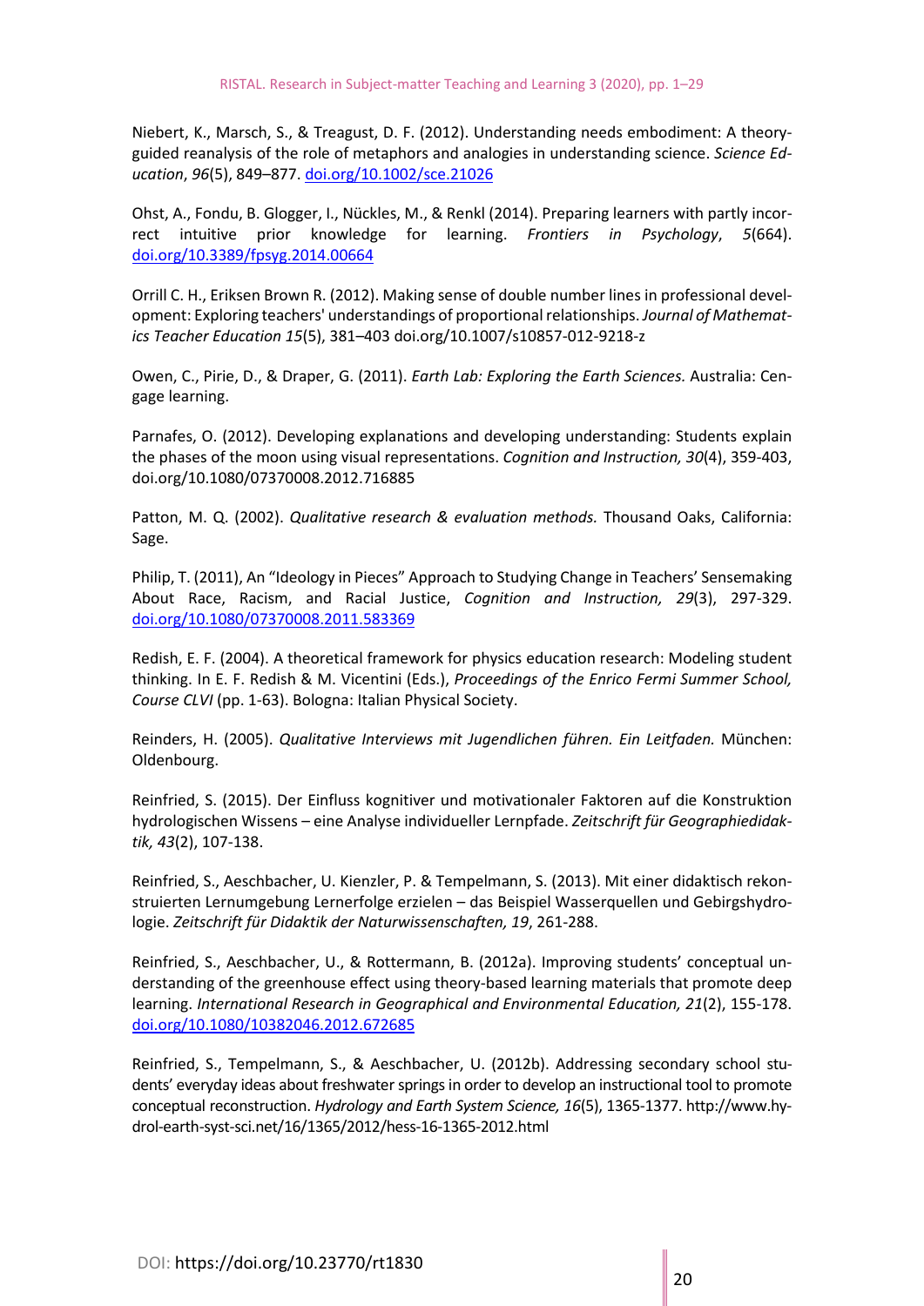Niebert, K., Marsch, S., & Treagust, D. F. (2012). Understanding needs embodiment: A theory-guided reanalysis of the role of metaphors and analogies in understanding science. *Science Education*, *96*(5), 849–877. doi.org/10.1002/sce.21026

Ohst, A., Fondu, B. Glogger, I., Nückles, M., & Renkl (2014). Preparing learners with partly incorrect intuitive prior knowledge for learning. *Frontiers in Psychology*, *5*(664). doi.org/10.3389/fpsyg.2014.00664

Orrill C. H., Eriksen Brown R. (2012). Making sense of double number lines in professional development: Exploring teachers' understandings of proportional relationships. *Journal of Mathematics Teacher Education 15*(5), 381–403 doi.org/10.1007/s10857-012-9218-z

Owen, C., Pirie, D., & Draper, G. (2011). *Earth Lab: Exploring the Earth Sciences.* Australia: Cengage learning.

Parnafes, O. (2012). Developing explanations and developing understanding: Students explain the phases of the moon using visual representations. *Cognition and Instruction, 30*(4), 359-403, doi.org/10.1080/07370008.2012.716885

Patton, M. Q. (2002). *Qualitative research & evaluation methods.* Thousand Oaks, California: Sage.

Philip, T. (2011), An "Ideology in Pieces" Approach to Studying Change in Teachers' Sensemaking About Race, Racism, and Racial Justice, *Cognition and Instruction, 29*(3), 297-329. doi.org/10.1080/07370008.2011.583369

Redish, E. F. (2004). A theoretical framework for physics education research: Modeling student thinking. In E. F. Redish & M. Vicentini (Eds.), *Proceedings of the Enrico Fermi Summer School, Course CLVI* (pp. 1-63). Bologna: Italian Physical Society.

Reinders, H. (2005). *Qualitative Interviews mit Jugendlichen führen. Ein Leitfaden.* München: Oldenbourg.

Reinfried, S. (2015). Der Einfluss kognitiver und motivationaler Faktoren auf die Konstruktion hydrologischen Wissens – eine Analyse individueller Lernpfade. *Zeitschrift für Geographiedidaktik, 43*(2), 107-138.

Reinfried, S., Aeschbacher, U. Kienzler, P. & Tempelmann, S. (2013). Mit einer didaktisch rekonstruierten Lernumgebung Lernerfolge erzielen – das Beispiel Wasserquellen und Gebirgshydrologie. *Zeitschrift für Didaktik der Naturwissenschaften, 19*, 261-288.

Reinfried, S., Aeschbacher, U., & Rottermann, B. (2012a). Improving students' conceptual understanding of the greenhouse effect using theory-based learning materials that promote deep learning. *International Research in Geographical and Environmental Education, 21*(2), 155-178. doi.org/10.1080/10382046.2012.672685

Reinfried, S., Tempelmann, S., & Aeschbacher, U. (2012b). Addressing secondary school students' everyday ideas about freshwater springs in order to develop an instructional tool to promote conceptual reconstruction. *Hydrology and Earth System Science, 16*(5), 1365-1377. http://www.hydrol-earth-syst-sci.net/16/1365/2012/hess-16-1365-2012.html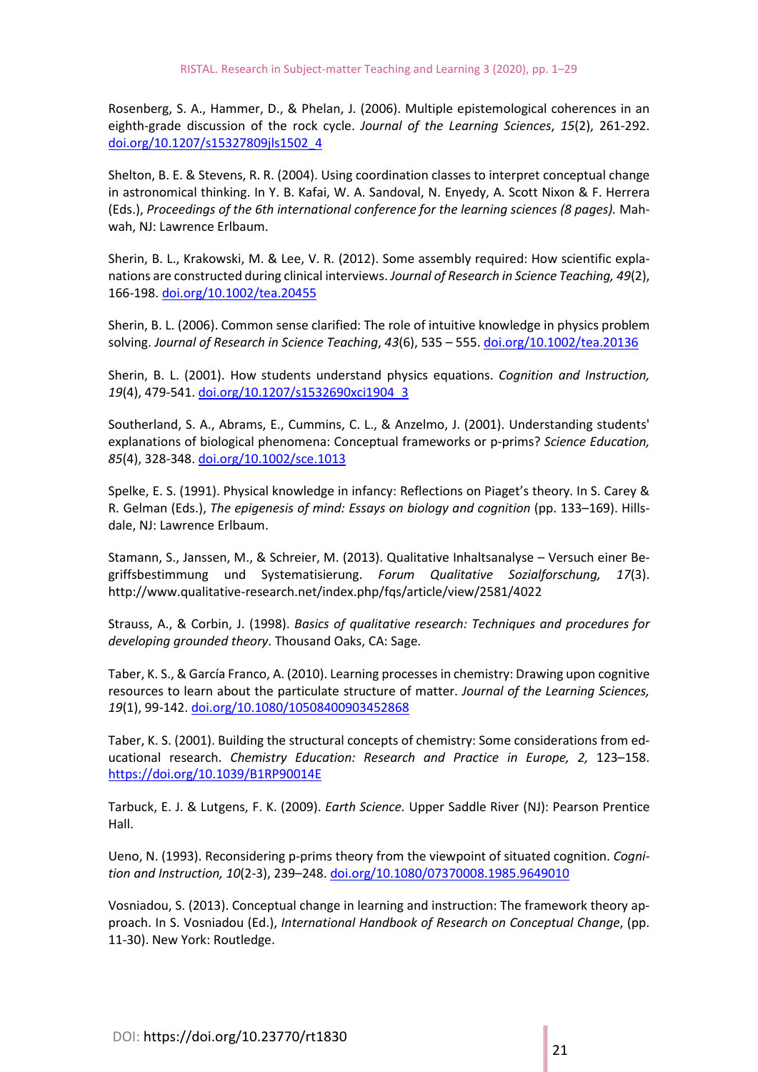Rosenberg, S. A., Hammer, D., & Phelan, J. (2006). Multiple epistemological coherences in an eighth-grade discussion of the rock cycle. *Journal of the Learning Sciences*, *15*(2), 261-292. doi.org/10.1207/s15327809jls1502_4

Shelton, B. E. & Stevens, R. R. (2004). Using coordination classes to interpret conceptual change in astronomical thinking. In Y. B. Kafai, W. A. Sandoval, N. Enyedy, A. Scott Nixon & F. Herrera (Eds.), *Proceedings of the 6th international conference for the learning sciences (8 pages).* Mahwah, NJ: Lawrence Erlbaum.

Sherin, B. L., Krakowski, M. & Lee, V. R. (2012). Some assembly required: How scientific explanations are constructed during clinical interviews. *Journal of Research in Science Teaching, 49*(2), 166-198. doi.org/10.1002/tea.20455

Sherin, B. L. (2006). Common sense clarified: The role of intuitive knowledge in physics problem solving. *Journal of Research in Science Teaching*, *43*(6), 535 – 555. doi.org/10.1002/tea.20136

Sherin, B. L. (2001). How students understand physics equations. *Cognition and Instruction, 19*(4), 479-541. doi.org/10.1207/s1532690xci1904_3

Southerland, S. A., Abrams, E., Cummins, C. L., & Anzelmo, J. (2001). Understanding students' explanations of biological phenomena: Conceptual frameworks or p-prims? *Science Education, 85*(4), 328-348. doi.org/10.1002/sce.1013

Spelke, E. S. (1991). Physical knowledge in infancy: Reflections on Piaget's theory. In S. Carey & R. Gelman (Eds.), *The epigenesis of mind: Essays on biology and cognition* (pp. 133–169). Hillsdale, NJ: Lawrence Erlbaum.

Stamann, S., Janssen, M., & Schreier, M. (2013). Qualitative Inhaltsanalyse – Versuch einer Begriffsbestimmung und Systematisierung. *Forum Qualitative Sozialforschung, 17*(3). http://www.qualitative-research.net/index.php/fqs/article/view/2581/4022

Strauss, A., & Corbin, J. (1998). *Basics of qualitative research: Techniques and procedures for developing grounded theory*. Thousand Oaks, CA: Sage.

Taber, K. S., & García Franco, A. (2010). Learning processes in chemistry: Drawing upon cognitive resources to learn about the particulate structure of matter. *Journal of the Learning Sciences, 19*(1), 99-142. doi.org/10.1080/10508400903452868

Taber, K. S. (2001). Building the structural concepts of chemistry: Some considerations from educational research. *Chemistry Education: Research and Practice in Europe, 2,* 123–158. https://doi.org/10.1039/B1RP90014E

Tarbuck, E. J. & Lutgens, F. K. (2009). *Earth Science.* Upper Saddle River (NJ): Pearson Prentice Hall.

Ueno, N. (1993). Reconsidering p-prims theory from the viewpoint of situated cognition. *Cognition and Instruction, 10*(2-3), 239–248. doi.org/10.1080/07370008.1985.9649010

Vosniadou, S. (2013). Conceptual change in learning and instruction: The framework theory approach. In S. Vosniadou (Ed.), *International Handbook of Research on Conceptual Change*, (pp. 11-30). New York: Routledge.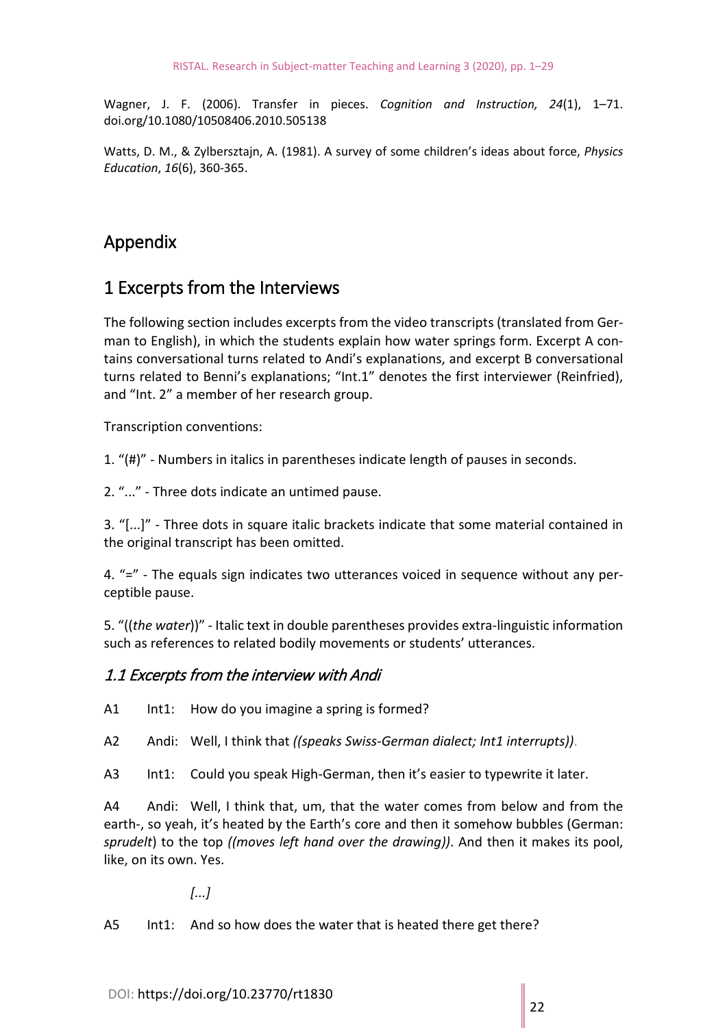Wagner, J. F. (2006). Transfer in pieces. *Cognition and Instruction, 24*(1), 1–71. doi.org/10.1080/10508406.2010.505138

Watts, D. M., & Zylbersztajn, A. (1981). A survey of some children's ideas about force, *Physics Education*, *16*(6), 360-365.

# Appendix

## 1 Excerpts from the Interviews

The following section includes excerpts from the video transcripts (translated from German to English), in which the students explain how water springs form. Excerpt A contains conversational turns related to Andi's explanations, and excerpt B conversational turns related to Benni's explanations; "Int.1" denotes the first interviewer (Reinfried), and "Int. 2" a member of her research group.

Transcription conventions:

1. "(#)" - Numbers in italics in parentheses indicate length of pauses in seconds.

2. "..." - Three dots indicate an untimed pause.

3. "[...]" - Three dots in square italic brackets indicate that some material contained in the original transcript has been omitted.

4. "=" - The equals sign indicates two utterances voiced in sequence without any perceptible pause.

5. "((*the water*))" - Italic text in double parentheses provides extra-linguistic information such as references to related bodily movements or students' utterances.

### *1.1 Excerpts from the interview with Andi*

A1 Int1: How do you imagine a spring is formed?

A2 Andi: Well, I think that *((speaks Swiss-German dialect; Int1 interrupts))*.

A3 Int1: Could you speak High-German, then it's easier to typewrite it later.

A4 Andi: Well, I think that, um, that the water comes from below and from the earth-, so yeah, it's heated by the Earth's core and then it somehow bubbles (German: *sprudelt*) to the top *((moves left hand over the drawing))*. And then it makes its pool, like, on its own. Yes.

*[...]*

A5 Int1: And so how does the water that is heated there get there?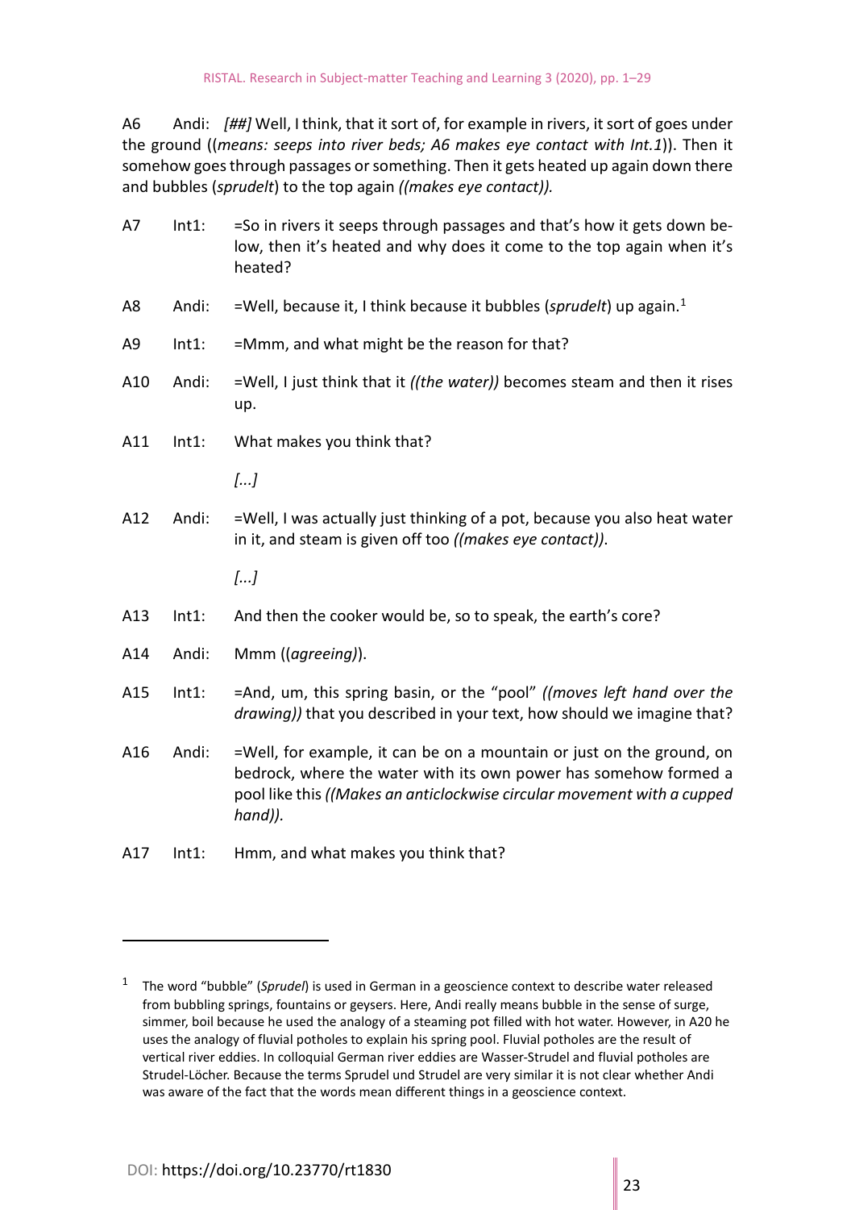A6 Andi: *[##]* Well, I think, that it sort of, for example in rivers, it sort of goes under the ground ((*means: seeps into river beds; A6 makes eye contact with Int.1*)). Then it somehow goes through passages or something. Then it gets heated up again down there and bubbles (*sprudelt*) to the top again *((makes eye contact)).*

A7 Int1: =So in rivers it seeps through passages and that's how it gets down below, then it's heated and why does it come to the top again when it's heated?

A8 Andi: =Well, because it, I think because it bubbles (*sprudelt*) up again.[1]

A9 Int1: =Mmm, and what might be the reason for that?

A10 Andi: =Well, I just think that it *((the water))* becomes steam and then it rises up.

A11 Int1: What makes you think that?

*[...]*

A12 Andi: =Well, I was actually just thinking of a pot, because you also heat water in it, and steam is given off too *((makes eye contact))*.

*[...]*

A13 Int1: And then the cooker would be, so to speak, the earth's core?

A14 Andi: Mmm ((*agreeing)*).

A15 Int1: =And, um, this spring basin, or the "pool" *((moves left hand over the drawing))* that you described in your text, how should we imagine that?

A16 Andi: =Well, for example, it can be on a mountain or just on the ground, on bedrock, where the water with its own power has somehow formed a pool like this *((Makes an anticlockwise circular movement with a cupped hand)).*

A17 Int1: Hmm, and what makes you think that?

---

[1] The word "bubble" (*Sprudel*) is used in German in a geoscience context to describe water released from bubbling springs, fountains or geysers. Here, Andi really means bubble in the sense of surge, simmer, boil because he used the analogy of a steaming pot filled with hot water. However, in A20 he uses the analogy of fluvial potholes to explain his spring pool. Fluvial potholes are the result of vertical river eddies. In colloquial German river eddies are Wasser-Strudel and fluvial potholes are Strudel-Löcher. Because the terms Sprudel und Strudel are very similar it is not clear whether Andi was aware of the fact that the words mean different things in a geoscience context.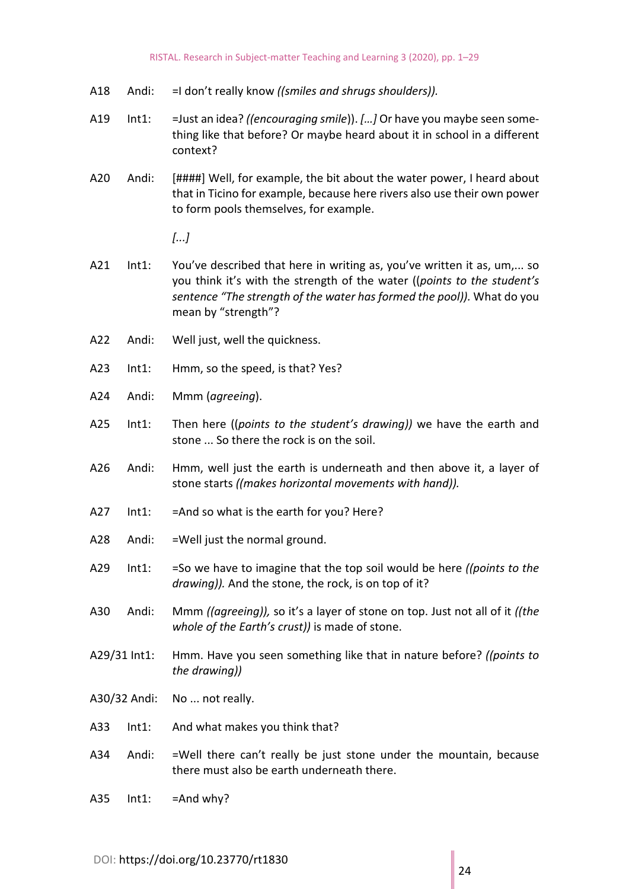| | | |
|---|---|---|
| A18 | Andi: | =I don't really know *((smiles and shrugs shoulders)).* |
| A19 | Int1: | =Just an idea? *((encouraging smile*)). *[…]* Or have you maybe seen something like that before? Or maybe heard about it in school in a different context? |
| A20 | Andi: | [####] Well, for example, the bit about the water power, I heard about that in Ticino for example, because here rivers also use their own power to form pools themselves, for example. |
| | | *[...]* |
| A21 | Int1: | You've described that here in writing as, you've written it as, um,... so you think it's with the strength of the water ((*points to the student's sentence "The strength of the water has formed the pool)).* What do you mean by "strength"? |
| A22 | Andi: | Well just, well the quickness. |
| A23 | Int1: | Hmm, so the speed, is that? Yes? |
| A24 | Andi: | Mmm (*agreeing*). |
| A25 | Int1: | Then here ((*points to the student's drawing))* we have the earth and stone ... So there the rock is on the soil. |
| A26 | Andi: | Hmm, well just the earth is underneath and then above it, a layer of stone starts *((makes horizontal movements with hand)).* |
| A27 | Int1: | =And so what is the earth for you? Here? |
| A28 | Andi: | =Well just the normal ground. |
| A29 | Int1: | =So we have to imagine that the top soil would be here *((points to the drawing)).* And the stone, the rock, is on top of it? |
| A30 | Andi: | Mmm *((agreeing)),* so it's a layer of stone on top. Just not all of it *((the whole of the Earth's crust))* is made of stone. |
| A29/31 | Int1: | Hmm. Have you seen something like that in nature before? *((points to the drawing))* |
| A30/32 | Andi: | No ... not really. |
| A33 | Int1: | And what makes you think that? |
| A34 | Andi: | =Well there can't really be just stone under the mountain, because there must also be earth underneath there. |
| A35 | Int1: | =And why? |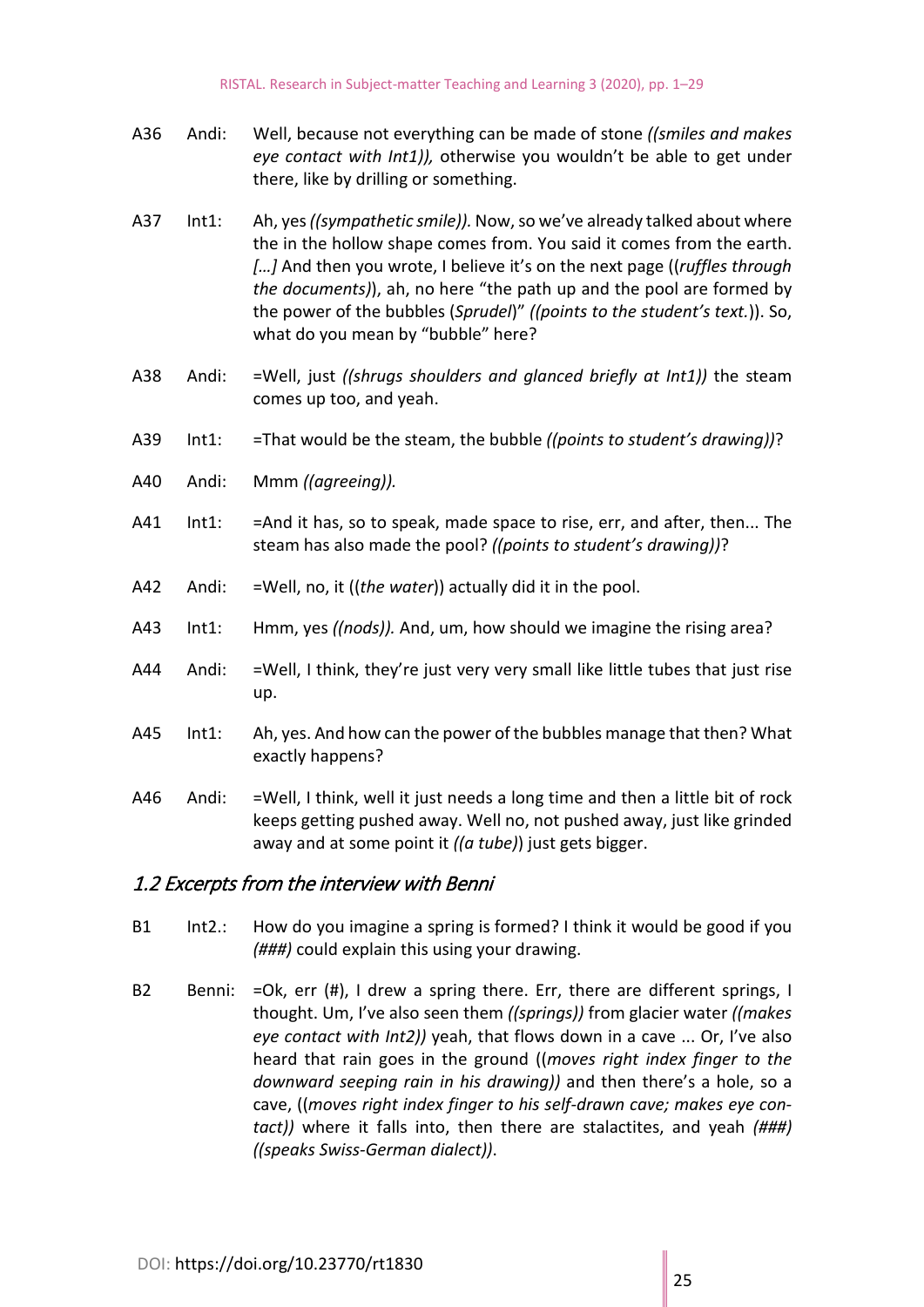A36 Andi: Well, because not everything can be made of stone *((smiles and makes eye contact with Int1)),* otherwise you wouldn't be able to get under there, like by drilling or something.

A37 Int1: Ah, yes *((sympathetic smile)).* Now, so we've already talked about where the in the hollow shape comes from. You said it comes from the earth. *[…]* And then you wrote, I believe it's on the next page ((*ruffles through the documents)*), ah, no here "the path up and the pool are formed by the power of the bubbles (*Sprudel*)" *((points to the student's text.*)). So, what do you mean by "bubble" here?

A38 Andi: =Well, just *((shrugs shoulders and glanced briefly at Int1))* the steam comes up too, and yeah.

A39 Int1: =That would be the steam, the bubble *((points to student's drawing))*?

A40 Andi: Mmm *((agreeing)).*

A41 Int1: =And it has, so to speak, made space to rise, err, and after, then... The steam has also made the pool? *((points to student's drawing))*?

A42 Andi: =Well, no, it ((*the water*)) actually did it in the pool.

A43 Int1: Hmm, yes *((nods)).* And, um, how should we imagine the rising area?

A44 Andi: =Well, I think, they're just very very small like little tubes that just rise up.

A45 Int1: Ah, yes. And how can the power of the bubbles manage that then? What exactly happens?

A46 Andi: =Well, I think, well it just needs a long time and then a little bit of rock keeps getting pushed away. Well no, not pushed away, just like grinded away and at some point it *((a tube)*) just gets bigger.

## 1.2 Excerpts from the interview with Benni

B1 Int2.: How do you imagine a spring is formed? I think it would be good if you *(###)* could explain this using your drawing.

B2 Benni: =Ok, err (#), I drew a spring there. Err, there are different springs, I thought. Um, I've also seen them *((springs))* from glacier water *((makes eye contact with Int2))* yeah, that flows down in a cave ... Or, I've also heard that rain goes in the ground ((*moves right index finger to the downward seeping rain in his drawing))* and then there's a hole, so a cave, ((*moves right index finger to his self-drawn cave; makes eye contact))* where it falls into, then there are stalactites, and yeah *(###) ((speaks Swiss-German dialect))*.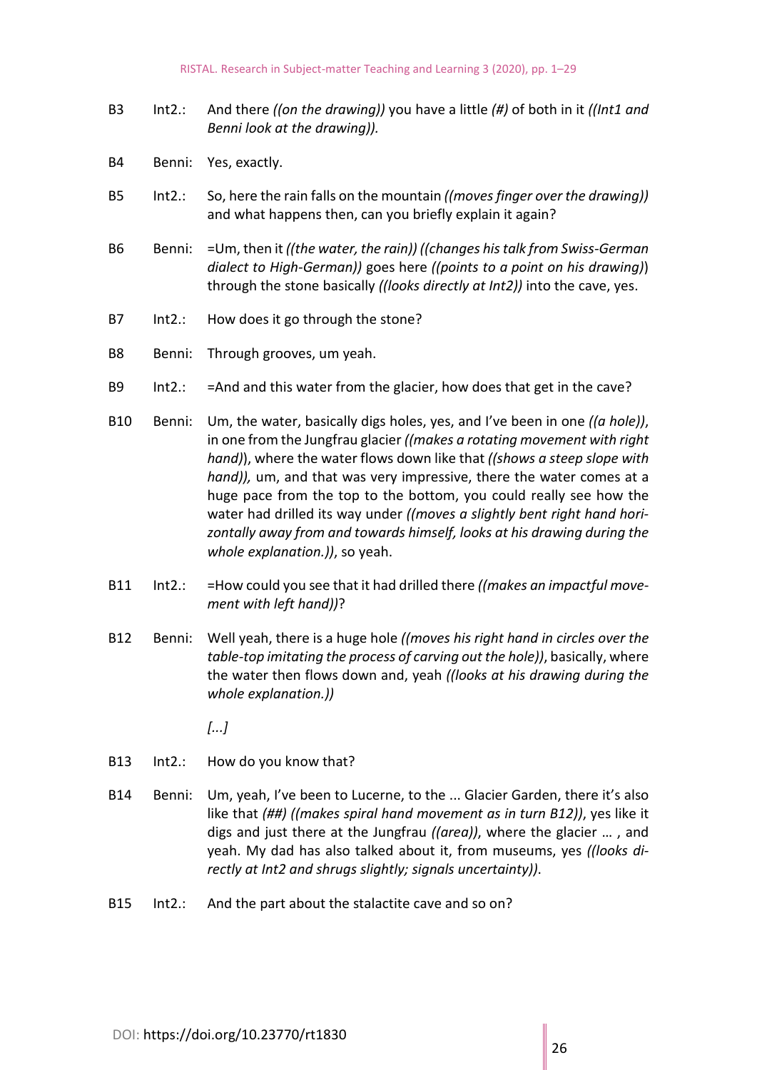| | | |
|---|---|---|
| B3 | Int2.: | And there *((on the drawing))* you have a little *(#)* of both in it *((Int1 and Benni look at the drawing)).* |
| B4 | Benni: | Yes, exactly. |
| B5 | Int2.: | So, here the rain falls on the mountain *((moves finger over the drawing))* and what happens then, can you briefly explain it again? |
| B6 | Benni: | =Um, then it *((the water, the rain)) ((changes his talk from Swiss-German dialect to High-German))* goes here *((points to a point on his drawing))* through the stone basically *((looks directly at Int2))* into the cave, yes. |
| B7 | Int2.: | How does it go through the stone? |
| B8 | Benni: | Through grooves, um yeah. |
| B9 | Int2.: | =And and this water from the glacier, how does that get in the cave? |
| B10 | Benni: | Um, the water, basically digs holes, yes, and I've been in one *((a hole))*, in one from the Jungfrau glacier *((makes a rotating movement with right hand))*, where the water flows down like that *((shows a steep slope with hand)),* um, and that was very impressive, there the water comes at a huge pace from the top to the bottom, you could really see how the water had drilled its way under *((moves a slightly bent right hand horizontally away from and towards himself, looks at his drawing during the whole explanation.))*, so yeah. |
| B11 | Int2.: | =How could you see that it had drilled there *((makes an impactful movement with left hand))*? |
| B12 | Benni: | Well yeah, there is a huge hole *((moves his right hand in circles over the table-top imitating the process of carving out the hole))*, basically, where the water then flows down and, yeah *((looks at his drawing during the whole explanation.))* |
| | | *[...]* |
| B13 | Int2.: | How do you know that? |
| B14 | Benni: | Um, yeah, I've been to Lucerne, to the ... Glacier Garden, there it's also like that *(##) ((makes spiral hand movement as in turn B12))*, yes like it digs and just there at the Jungfrau *((area))*, where the glacier … , and yeah. My dad has also talked about it, from museums, yes *((looks directly at Int2 and shrugs slightly; signals uncertainty))*. |
| B15 | Int2.: | And the part about the stalactite cave and so on? |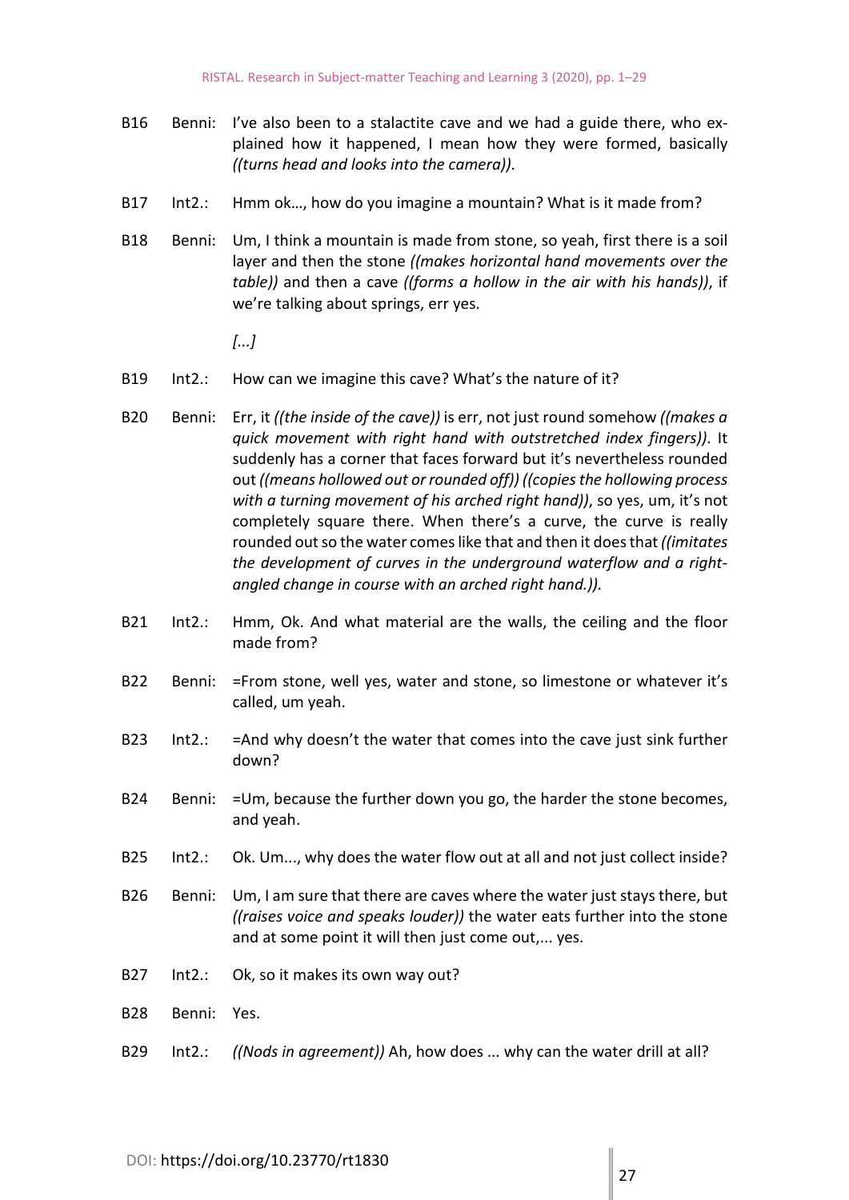B16 Benni: I've also been to a stalactite cave and we had a guide there, who explained how it happened, I mean how they were formed, basically *((turns head and looks into the camera))*.

B17 Int2.: Hmm ok…, how do you imagine a mountain? What is it made from?

B18 Benni: Um, I think a mountain is made from stone, so yeah, first there is a soil layer and then the stone *((makes horizontal hand movements over the table))* and then a cave *((forms a hollow in the air with his hands))*, if we're talking about springs, err yes.

*[...]*

B19 Int2.: How can we imagine this cave? What's the nature of it?

B20 Benni: Err, it *((the inside of the cave))* is err, not just round somehow *((makes a quick movement with right hand with outstretched index fingers))*. It suddenly has a corner that faces forward but it's nevertheless rounded out *((means hollowed out or rounded off)) ((copies the hollowing process with a turning movement of his arched right hand))*, so yes, um, it's not completely square there. When there's a curve, the curve is really rounded out so the water comes like that and then it does that *((imitates the development of curves in the underground waterflow and a right-angled change in course with an arched right hand.))*.

B21 Int2.: Hmm, Ok. And what material are the walls, the ceiling and the floor made from?

B22 Benni: =From stone, well yes, water and stone, so limestone or whatever it's called, um yeah.

B23 Int2.: =And why doesn't the water that comes into the cave just sink further down?

B24 Benni: =Um, because the further down you go, the harder the stone becomes, and yeah.

B25 Int2.: Ok. Um..., why does the water flow out at all and not just collect inside?

B26 Benni: Um, I am sure that there are caves where the water just stays there, but *((raises voice and speaks louder))* the water eats further into the stone and at some point it will then just come out,... yes.

B27 Int2.: Ok, so it makes its own way out?

B28 Benni: Yes.

B29 Int2.: *((Nods in agreement))* Ah, how does ... why can the water drill at all?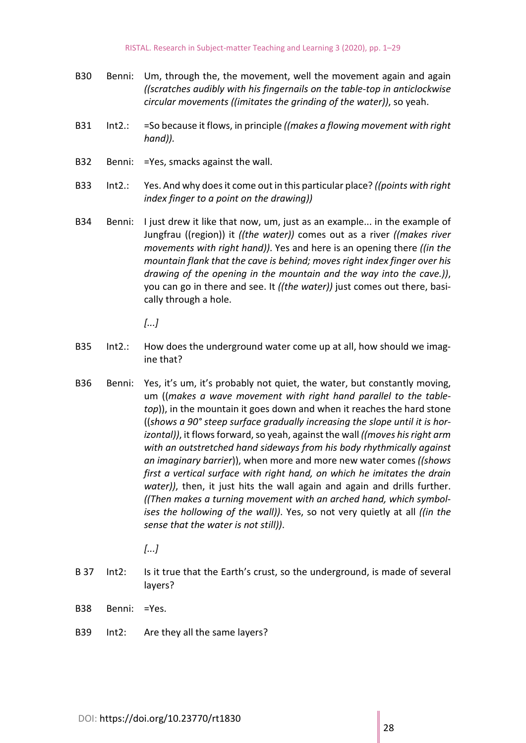| | | |
|---|---|---|
| B30 | Benni: | Um, through the, the movement, well the movement again and again *((scratches audibly with his fingernails on the table-top in anticlockwise circular movements ((imitates the grinding of the water))*, so yeah. |
| B31 | Int2.: | =So because it flows, in principle *((makes a flowing movement with right hand))*. |
| B32 | Benni: | =Yes, smacks against the wall. |
| B33 | Int2.: | Yes. And why does it come out in this particular place? *((points with right index finger to a point on the drawing))* |
| B34 | Benni: | I just drew it like that now, um, just as an example... in the example of Jungfrau ((region)) it *((the water))* comes out as a river *((makes river movements with right hand))*. Yes and here is an opening there *((in the mountain flank that the cave is behind; moves right index finger over his drawing of the opening in the mountain and the way into the cave.))*, you can go in there and see. It *((the water))* just comes out there, basically through a hole. |
| | | *[...]* |
| B35 | Int2.: | How does the underground water come up at all, how should we imagine that? |
| B36 | Benni: | Yes, it's um, it's probably not quiet, the water, but constantly moving, um ((*makes a wave movement with right hand parallel to the table-top*)), in the mountain it goes down and when it reaches the hard stone ((*shows a 90° steep surface gradually increasing the slope until it is horizontal))*, it flows forward, so yeah, against the wall *((moves his right arm with an outstretched hand sideways from his body rhythmically against an imaginary barrier*)), when more and more new water comes *((shows first a vertical surface with right hand, on which he imitates the drain water))*, then, it just hits the wall again and again and drills further. *((Then makes a turning movement with an arched hand, which symbolises the hollowing of the wall))*. Yes, so not very quietly at all *((in the sense that the water is not still))*. |
| | | *[...]* |
| B 37 | Int2: | Is it true that the Earth's crust, so the underground, is made of several layers? |
| B38 | Benni: | =Yes. |
| B39 | Int2: | Are they all the same layers? |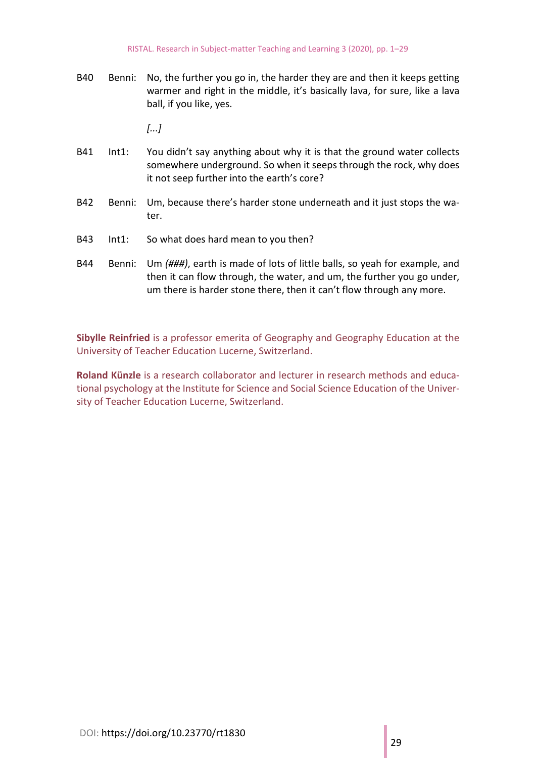B40 Benni: No, the further you go in, the harder they are and then it keeps getting warmer and right in the middle, it's basically lava, for sure, like a lava ball, if you like, yes.

*[...]*

B41 Int1: You didn't say anything about why it is that the ground water collects somewhere underground. So when it seeps through the rock, why does it not seep further into the earth's core?

B42 Benni: Um, because there's harder stone underneath and it just stops the water.

B43 Int1: So what does hard mean to you then?

B44 Benni: Um *(###)*, earth is made of lots of little balls, so yeah for example, and then it can flow through, the water, and um, the further you go under, um there is harder stone there, then it can't flow through any more.

**Sibylle Reinfried** is a professor emerita of Geography and Geography Education at the University of Teacher Education Lucerne, Switzerland.

**Roland Künzle** is a research collaborator and lecturer in research methods and educational psychology at the Institute for Science and Social Science Education of the University of Teacher Education Lucerne, Switzerland.

DOI: https://doi.org/10.23770/rt1830